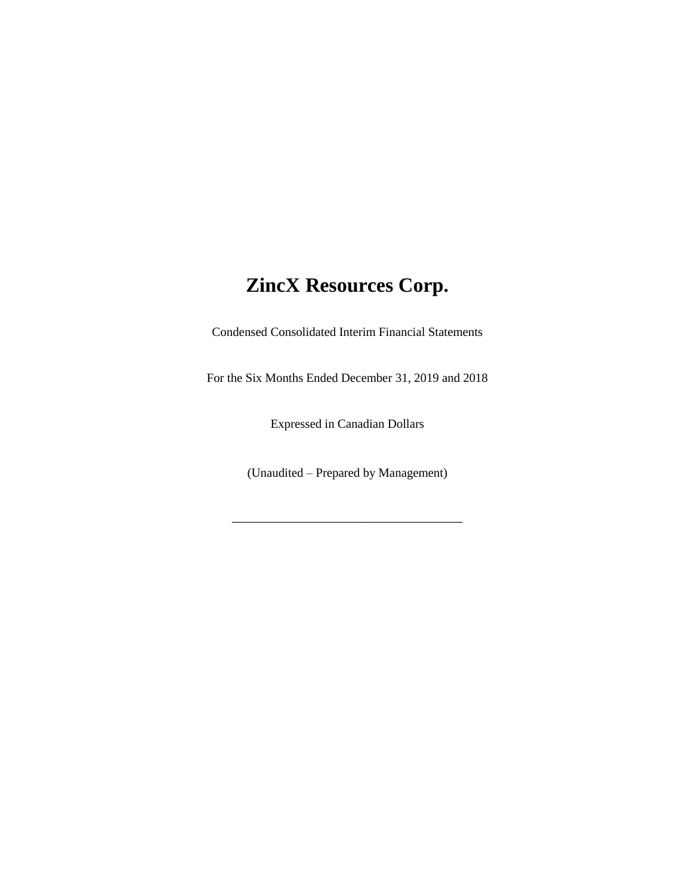# ZincX Resources Corp.

Condensed Consolidated Interim Financial Statements

For the Six Months Ended December 31, 2019 and 2018

Expressed in Canadian Dollars

(Unaudited – Prepared by Management)

---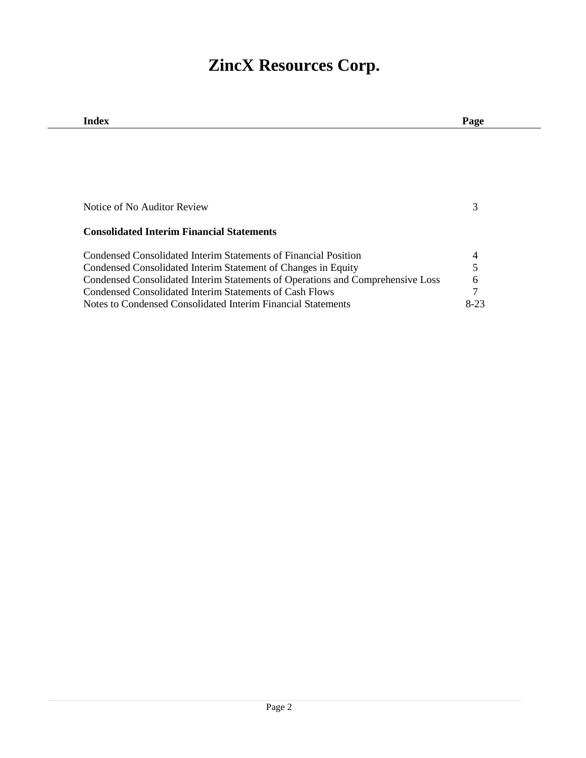# ZincX Resources Corp.

| Index | Page |
|---|---|
| Notice of No Auditor Review | 3 |
| **Consolidated Interim Financial Statements** | |
| Condensed Consolidated Interim Statements of Financial Position | 4 |
| Condensed Consolidated Interim Statement of Changes in Equity | 5 |
| Condensed Consolidated Interim Statements of Operations and Comprehensive Loss | 6 |
| Condensed Consolidated Interim Statements of Cash Flows | 7 |
| Notes to Condensed Consolidated Interim Financial Statements | 8-23 |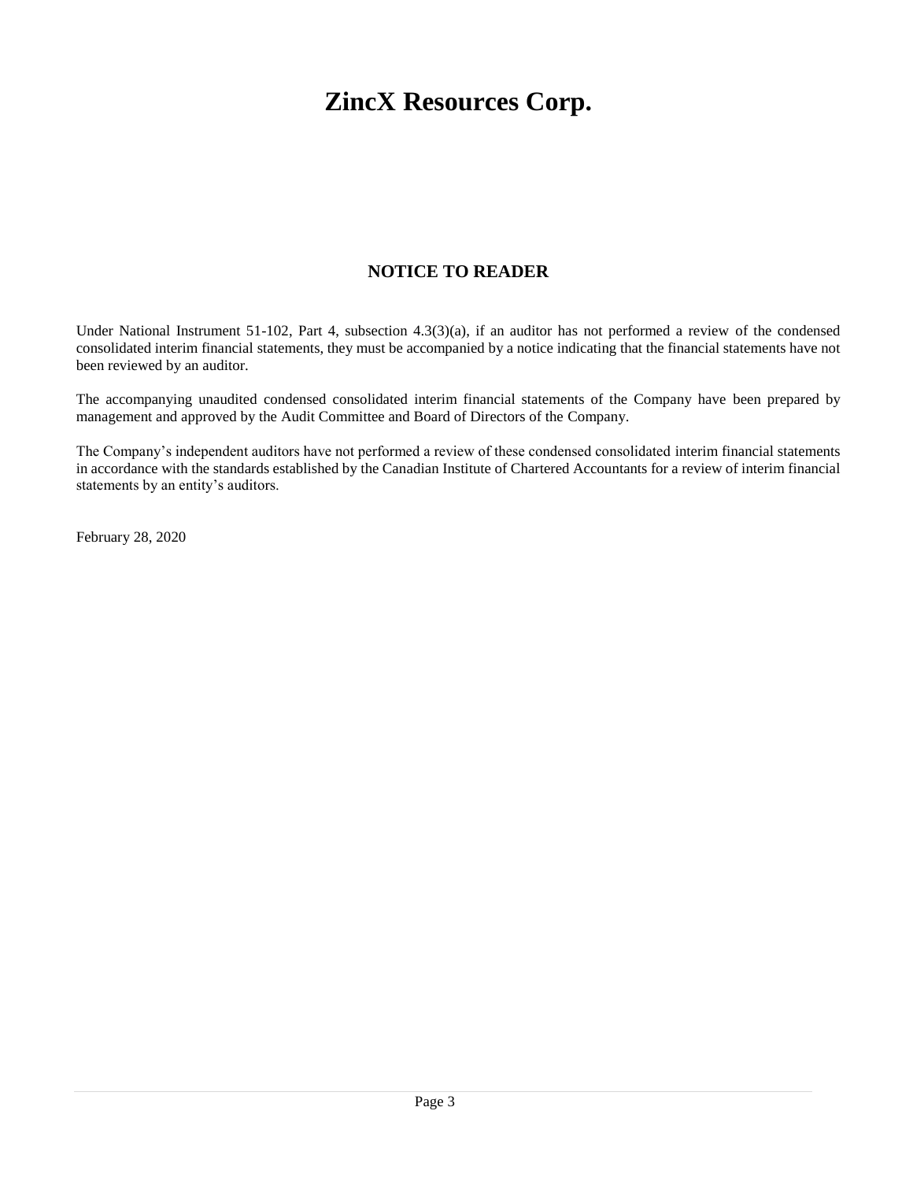# ZincX Resources Corp.

## NOTICE TO READER

Under National Instrument 51-102, Part 4, subsection 4.3(3)(a), if an auditor has not performed a review of the condensed consolidated interim financial statements, they must be accompanied by a notice indicating that the financial statements have not been reviewed by an auditor.

The accompanying unaudited condensed consolidated interim financial statements of the Company have been prepared by management and approved by the Audit Committee and Board of Directors of the Company.

The Company's independent auditors have not performed a review of these condensed consolidated interim financial statements in accordance with the standards established by the Canadian Institute of Chartered Accountants for a review of interim financial statements by an entity's auditors.

February 28, 2020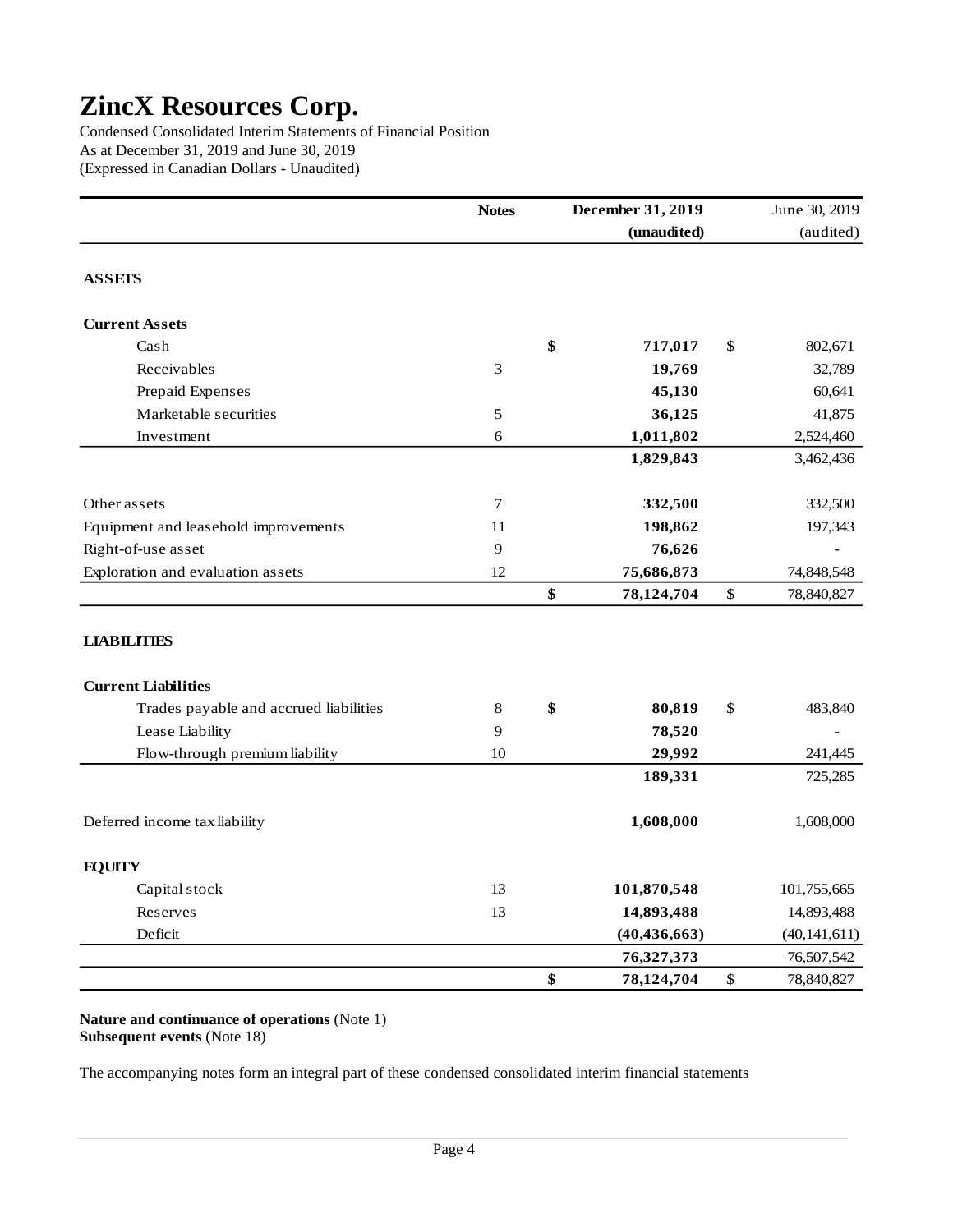# ZincX Resources Corp.

Condensed Consolidated Interim Statements of Financial Position
As at December 31, 2019 and June 30, 2019
(Expressed in Canadian Dollars - Unaudited)

| | Notes | December 31, 2019 (unaudited) | June 30, 2019 (audited) |
|---|---|---|---|
| **ASSETS** | | | |
| **Current Assets** | | | |
| Cash | | $ 717,017 | $ 802,671 |
| Receivables | 3 | 19,769 | 32,789 |
| Prepaid Expenses | | 45,130 | 60,641 |
| Marketable securities | 5 | 36,125 | 41,875 |
| Investment | 6 | 1,011,802 | 2,524,460 |
| | | 1,829,843 | 3,462,436 |
| Other assets | 7 | 332,500 | 332,500 |
| Equipment and leasehold improvements | 11 | 198,862 | 197,343 |
| Right-of-use asset | 9 | 76,626 | - |
| Exploration and evaluation assets | 12 | 75,686,873 | 74,848,548 |
| | | $ 78,124,704 | $ 78,840,827 |
| **LIABILITIES** | | | |
| **Current Liabilities** | | | |
| Trades payable and accrued liabilities | 8 | $ 80,819 | $ 483,840 |
| Lease Liability | 9 | 78,520 | - |
| Flow-through premium liability | 10 | 29,992 | 241,445 |
| | | 189,331 | 725,285 |
| Deferred income tax liability | | 1,608,000 | 1,608,000 |
| **EQUITY** | | | |
| Capital stock | 13 | 101,870,548 | 101,755,665 |
| Reserves | 13 | 14,893,488 | 14,893,488 |
| Deficit | | (40,436,663) | (40,141,611) |
| | | 76,327,373 | 76,507,542 |
| | | $ 78,124,704 | $ 78,840,827 |

**Nature and continuance of operations** (Note 1)
**Subsequent events** (Note 18)

The accompanying notes form an integral part of these condensed consolidated interim financial statements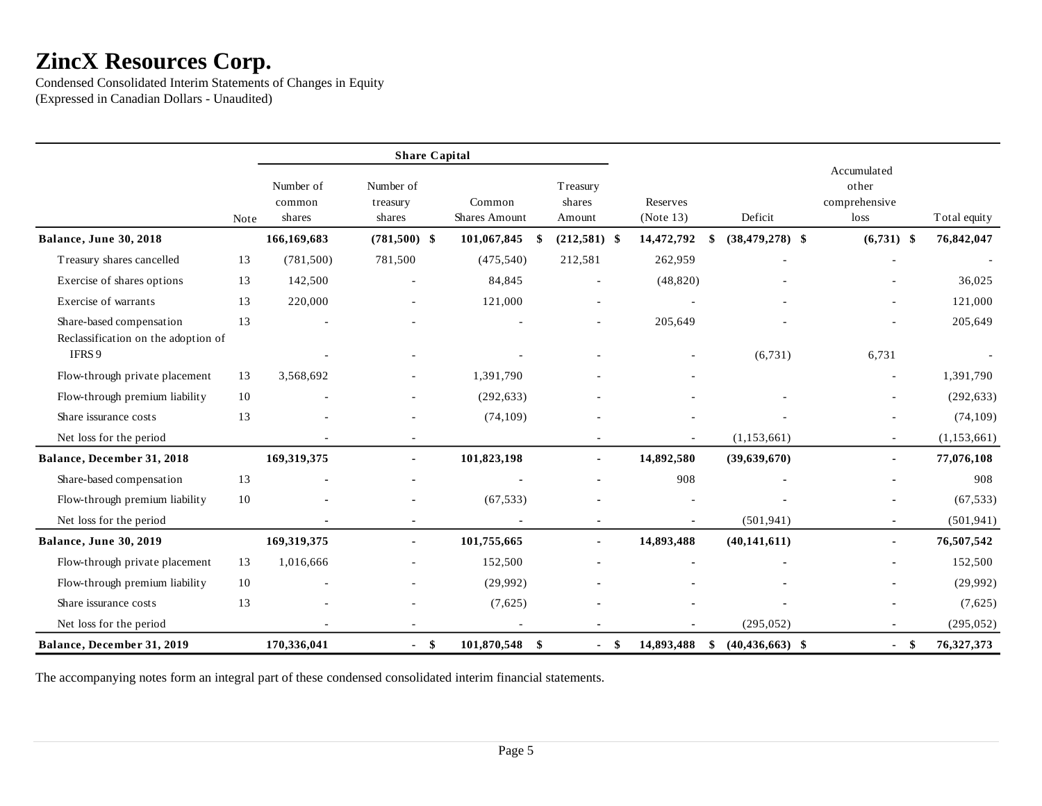# ZincX Resources Corp.

Condensed Consolidated Interim Statements of Changes in Equity
(Expressed in Canadian Dollars - Unaudited)

| | | Share Capital | | | | | | | |
|---|---|---|---|---|---|---|---|---|---|
| | Note | Number of common shares | Number of treasury shares | Common Shares Amount | Treasury shares Amount | Reserves (Note 13) | Deficit | Accumulated other comprehensive loss | Total equity |
| **Balance, June 30, 2018** | | **166,169,683** | **(781,500)** | **$ 101,067,845** | **$ (212,581)** | **$ 14,472,792** | **$ (38,479,278)** | **$ (6,731)** | **$ 76,842,047** |
| Treasury shares cancelled | 13 | (781,500) | 781,500 | (475,540) | 212,581 | 262,959 | - | - | - |
| Exercise of shares options | 13 | 142,500 | - | 84,845 | - | (48,820) | - | - | 36,025 |
| Exercise of warrants | 13 | 220,000 | - | 121,000 | - | - | - | - | 121,000 |
| Share-based compensation | 13 | - | - | - | - | 205,649 | - | - | 205,649 |
| Reclassification on the adoption of IFRS 9 | | - | - | - | - | - | (6,731) | 6,731 | - |
| Flow-through private placement | 13 | 3,568,692 | - | 1,391,790 | - | - | | - | 1,391,790 |
| Flow-through premium liability | 10 | - | - | (292,633) | - | - | - | - | (292,633) |
| Share issuance costs | 13 | - | - | (74,109) | - | - | - | - | (74,109) |
| Net loss for the period | | - | - | | - | - | (1,153,661) | - | (1,153,661) |
| **Balance, December 31, 2018** | | **169,319,375** | **-** | **101,823,198** | **-** | **14,892,580** | **(39,639,670)** | **-** | **77,076,108** |
| Share-based compensation | 13 | - | - | - | - | 908 | - | - | 908 |
| Flow-through premium liability | 10 | - | - | (67,533) | - | - | - | - | (67,533) |
| Net loss for the period | | - | - | - | - | - | (501,941) | - | (501,941) |
| **Balance, June 30, 2019** | | **169,319,375** | **-** | **101,755,665** | **-** | **14,893,488** | **(40,141,611)** | **-** | **76,507,542** |
| Flow-through private placement | 13 | 1,016,666 | - | 152,500 | - | - | - | - | 152,500 |
| Flow-through premium liability | 10 | - | - | (29,992) | - | - | - | - | (29,992) |
| Share issuance costs | 13 | - | - | (7,625) | - | - | - | - | (7,625) |
| Net loss for the period | | - | - | - | - | - | (295,052) | - | (295,052) |
| **Balance, December 31, 2019** | | **170,336,041** | **-** | **$ 101,870,548** | **$ -** | **$ 14,893,488** | **$ (40,436,663)** | **$ -** | **$ 76,327,373** |

The accompanying notes form an integral part of these condensed consolidated interim financial statements.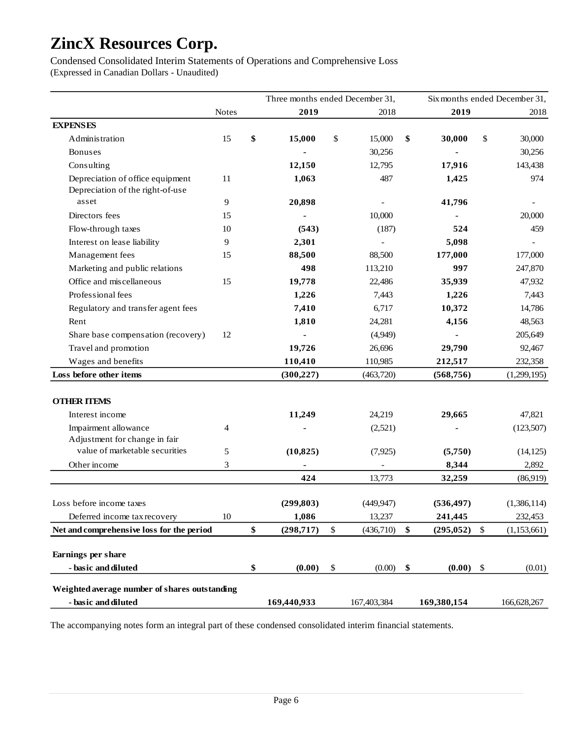# ZincX Resources Corp.

Condensed Consolidated Interim Statements of Operations and Comprehensive Loss
(Expressed in Canadian Dollars - Unaudited)

| | Notes | Three months ended December 31, 2019 | Three months ended December 31, 2018 | Six months ended December 31, 2019 | Six months ended December 31, 2018 |
|---|---|---|---|---|---|
| **EXPENSES** | | | | | |
| Administration | 15 | **$ 15,000** | $ 15,000 | **$ 30,000** | $ 30,000 |
| Bonuses | | **-** | 30,256 | **-** | 30,256 |
| Consulting | | **12,150** | 12,795 | **17,916** | 143,438 |
| Depreciation of office equipment | 11 | **1,063** | 487 | **1,425** | 974 |
| Depreciation of the right-of-use asset | 9 | **20,898** | - | **41,796** | - |
| Directors fees | 15 | **-** | 10,000 | **-** | 20,000 |
| Flow-through taxes | 10 | **(543)** | (187) | **524** | 459 |
| Interest on lease liability | 9 | **2,301** | - | **5,098** | - |
| Management fees | 15 | **88,500** | 88,500 | **177,000** | 177,000 |
| Marketing and public relations | | **498** | 113,210 | **997** | 247,870 |
| Office and miscellaneous | 15 | **19,778** | 22,486 | **35,939** | 47,932 |
| Professional fees | | **1,226** | 7,443 | **1,226** | 7,443 |
| Regulatory and transfer agent fees | | **7,410** | 6,717 | **10,372** | 14,786 |
| Rent | | **1,810** | 24,281 | **4,156** | 48,563 |
| Share base compensation (recovery) | 12 | **-** | (4,949) | **-** | 205,649 |
| Travel and promotion | | **19,726** | 26,696 | **29,790** | 92,467 |
| Wages and benefits | | **110,410** | 110,985 | **212,517** | 232,358 |
| **Loss before other items** | | **(300,227)** | (463,720) | **(568,756)** | (1,299,195) |
| | | | | | |
| **OTHER ITEMS** | | | | | |
| Interest income | | **11,249** | 24,219 | **29,665** | 47,821 |
| Impairment allowance | 4 | **-** | (2,521) | **-** | (123,507) |
| Adjustment for change in fair value of marketable securities | 5 | **(10,825)** | (7,925) | **(5,750)** | (14,125) |
| Other income | 3 | **-** | - | **8,344** | 2,892 |
| | | **424** | 13,773 | **32,259** | (86,919) |
| | | | | | |
| Loss before income taxes | | **(299,803)** | (449,947) | **(536,497)** | (1,386,114) |
| Deferred income tax recovery | 10 | **1,086** | 13,237 | **241,445** | 232,453 |
| **Net and comprehensive loss for the period** | | **$ (298,717)** | $ (436,710) | **$ (295,052)** | $ (1,153,661) |
| | | | | | |
| **Earnings per share** | | | | | |
| **- basic and diluted** | | **$ (0.00)** | $ (0.00) | **$ (0.00)** | $ (0.01) |
| | | | | | |
| **Weighted average number of shares outstanding** | | | | | |
| **- basic and diluted** | | **169,440,933** | 167,403,384 | **169,380,154** | 166,628,267 |

The accompanying notes form an integral part of these condensed consolidated interim financial statements.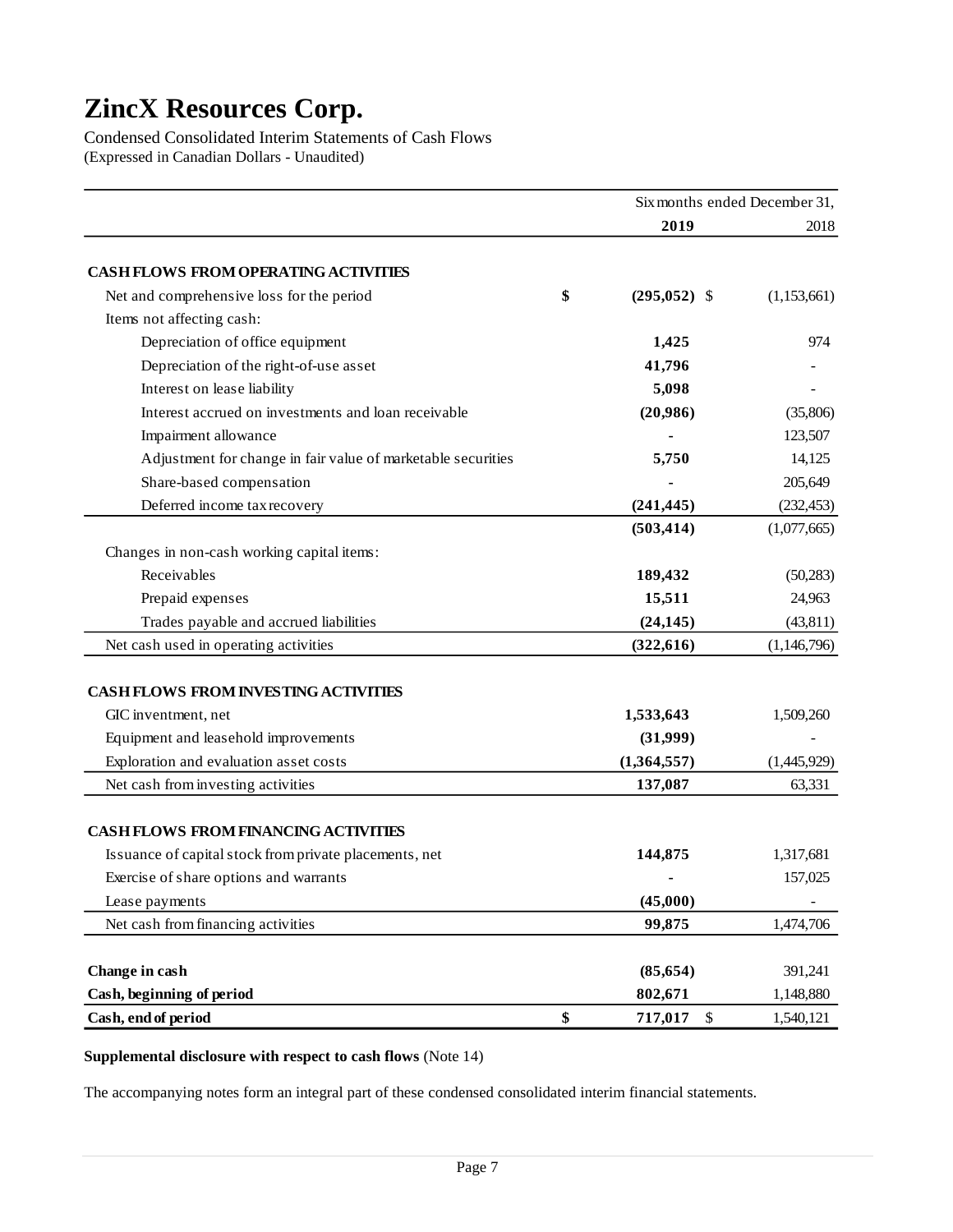# ZincX Resources Corp.

Condensed Consolidated Interim Statements of Cash Flows
(Expressed in Canadian Dollars - Unaudited)

| | Six months ended December 31, 2019 | 2018 |
|---|---|---|
| **CASH FLOWS FROM OPERATING ACTIVITIES** | | |
| Net and comprehensive loss for the period | **$ (295,052)** | $ (1,153,661) |
| Items not affecting cash: | | |
| Depreciation of office equipment | **1,425** | 974 |
| Depreciation of the right-of-use asset | **41,796** | - |
| Interest on lease liability | **5,098** | - |
| Interest accrued on investments and loan receivable | **(20,986)** | (35,806) |
| Impairment allowance | **-** | 123,507 |
| Adjustment for change in fair value of marketable securities | **5,750** | 14,125 |
| Share-based compensation | **-** | 205,649 |
| Deferred income tax recovery | **(241,445)** | (232,453) |
| | **(503,414)** | (1,077,665) |
| Changes in non-cash working capital items: | | |
| Receivables | **189,432** | (50,283) |
| Prepaid expenses | **15,511** | 24,963 |
| Trades payable and accrued liabilities | **(24,145)** | (43,811) |
| Net cash used in operating activities | **(322,616)** | (1,146,796) |
| **CASH FLOWS FROM INVESTING ACTIVITIES** | | |
| GIC inventment, net | **1,533,643** | 1,509,260 |
| Equipment and leasehold improvements | **(31,999)** | - |
| Exploration and evaluation asset costs | **(1,364,557)** | (1,445,929) |
| Net cash from investing activities | **137,087** | 63,331 |
| **CASH FLOWS FROM FINANCING ACTIVITIES** | | |
| Issuance of capital stock from private placements, net | **144,875** | 1,317,681 |
| Exercise of share options and warrants | **-** | 157,025 |
| Lease payments | **(45,000)** | - |
| Net cash from financing activities | **99,875** | 1,474,706 |
| **Change in cash** | **(85,654)** | 391,241 |
| **Cash, beginning of period** | **802,671** | 1,148,880 |
| **Cash, end of period** | **$ 717,017** | $ 1,540,121 |

**Supplemental disclosure with respect to cash flows** (Note 14)

The accompanying notes form an integral part of these condensed consolidated interim financial statements.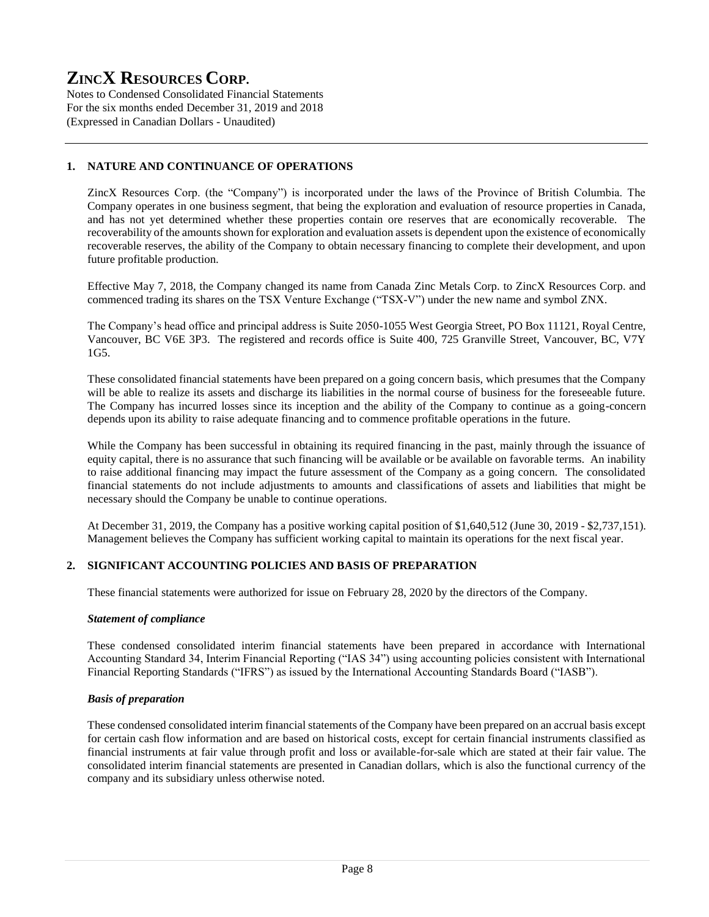# ZincX Resources Corp.

Notes to Condensed Consolidated Financial Statements
For the six months ended December 31, 2019 and 2018
(Expressed in Canadian Dollars - Unaudited)

## 1. NATURE AND CONTINUANCE OF OPERATIONS

ZincX Resources Corp. (the "Company") is incorporated under the laws of the Province of British Columbia. The Company operates in one business segment, that being the exploration and evaluation of resource properties in Canada, and has not yet determined whether these properties contain ore reserves that are economically recoverable. The recoverability of the amounts shown for exploration and evaluation assets is dependent upon the existence of economically recoverable reserves, the ability of the Company to obtain necessary financing to complete their development, and upon future profitable production.

Effective May 7, 2018, the Company changed its name from Canada Zinc Metals Corp. to ZincX Resources Corp. and commenced trading its shares on the TSX Venture Exchange ("TSX-V") under the new name and symbol ZNX.

The Company's head office and principal address is Suite 2050-1055 West Georgia Street, PO Box 11121, Royal Centre, Vancouver, BC V6E 3P3. The registered and records office is Suite 400, 725 Granville Street, Vancouver, BC, V7Y 1G5.

These consolidated financial statements have been prepared on a going concern basis, which presumes that the Company will be able to realize its assets and discharge its liabilities in the normal course of business for the foreseeable future. The Company has incurred losses since its inception and the ability of the Company to continue as a going-concern depends upon its ability to raise adequate financing and to commence profitable operations in the future.

While the Company has been successful in obtaining its required financing in the past, mainly through the issuance of equity capital, there is no assurance that such financing will be available or be available on favorable terms. An inability to raise additional financing may impact the future assessment of the Company as a going concern. The consolidated financial statements do not include adjustments to amounts and classifications of assets and liabilities that might be necessary should the Company be unable to continue operations.

At December 31, 2019, the Company has a positive working capital position of $1,640,512 (June 30, 2019 - $2,737,151). Management believes the Company has sufficient working capital to maintain its operations for the next fiscal year.

## 2. SIGNIFICANT ACCOUNTING POLICIES AND BASIS OF PREPARATION

These financial statements were authorized for issue on February 28, 2020 by the directors of the Company.

### *Statement of compliance*

These condensed consolidated interim financial statements have been prepared in accordance with International Accounting Standard 34, Interim Financial Reporting ("IAS 34") using accounting policies consistent with International Financial Reporting Standards ("IFRS") as issued by the International Accounting Standards Board ("IASB").

### *Basis of preparation*

These condensed consolidated interim financial statements of the Company have been prepared on an accrual basis except for certain cash flow information and are based on historical costs, except for certain financial instruments classified as financial instruments at fair value through profit and loss or available-for-sale which are stated at their fair value. The consolidated interim financial statements are presented in Canadian dollars, which is also the functional currency of the company and its subsidiary unless otherwise noted.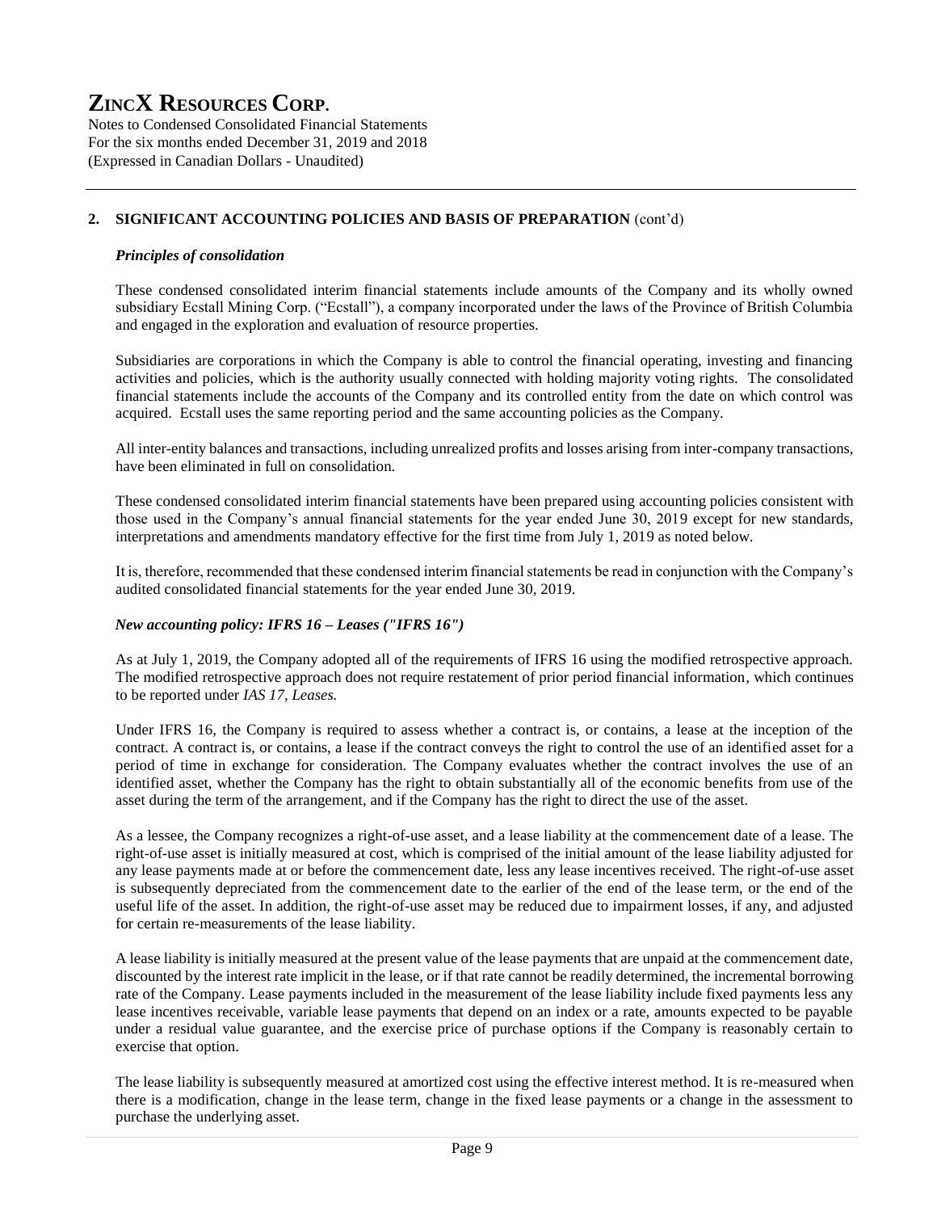## 2. SIGNIFICANT ACCOUNTING POLICIES AND BASIS OF PREPARATION (cont'd)

### *Principles of consolidation*

These condensed consolidated interim financial statements include amounts of the Company and its wholly owned subsidiary Ecstall Mining Corp. ("Ecstall"), a company incorporated under the laws of the Province of British Columbia and engaged in the exploration and evaluation of resource properties.

Subsidiaries are corporations in which the Company is able to control the financial operating, investing and financing activities and policies, which is the authority usually connected with holding majority voting rights. The consolidated financial statements include the accounts of the Company and its controlled entity from the date on which control was acquired. Ecstall uses the same reporting period and the same accounting policies as the Company.

All inter-entity balances and transactions, including unrealized profits and losses arising from inter-company transactions, have been eliminated in full on consolidation.

These condensed consolidated interim financial statements have been prepared using accounting policies consistent with those used in the Company's annual financial statements for the year ended June 30, 2019 except for new standards, interpretations and amendments mandatory effective for the first time from July 1, 2019 as noted below.

It is, therefore, recommended that these condensed interim financial statements be read in conjunction with the Company's audited consolidated financial statements for the year ended June 30, 2019.

### *New accounting policy: IFRS 16 – Leases ("IFRS 16")*

As at July 1, 2019, the Company adopted all of the requirements of IFRS 16 using the modified retrospective approach. The modified retrospective approach does not require restatement of prior period financial information, which continues to be reported under *IAS 17, Leases.*

Under IFRS 16, the Company is required to assess whether a contract is, or contains, a lease at the inception of the contract. A contract is, or contains, a lease if the contract conveys the right to control the use of an identified asset for a period of time in exchange for consideration. The Company evaluates whether the contract involves the use of an identified asset, whether the Company has the right to obtain substantially all of the economic benefits from use of the asset during the term of the arrangement, and if the Company has the right to direct the use of the asset.

As a lessee, the Company recognizes a right-of-use asset, and a lease liability at the commencement date of a lease. The right-of-use asset is initially measured at cost, which is comprised of the initial amount of the lease liability adjusted for any lease payments made at or before the commencement date, less any lease incentives received. The right-of-use asset is subsequently depreciated from the commencement date to the earlier of the end of the lease term, or the end of the useful life of the asset. In addition, the right-of-use asset may be reduced due to impairment losses, if any, and adjusted for certain re-measurements of the lease liability.

A lease liability is initially measured at the present value of the lease payments that are unpaid at the commencement date, discounted by the interest rate implicit in the lease, or if that rate cannot be readily determined, the incremental borrowing rate of the Company. Lease payments included in the measurement of the lease liability include fixed payments less any lease incentives receivable, variable lease payments that depend on an index or a rate, amounts expected to be payable under a residual value guarantee, and the exercise price of purchase options if the Company is reasonably certain to exercise that option.

The lease liability is subsequently measured at amortized cost using the effective interest method. It is re-measured when there is a modification, change in the lease term, change in the fixed lease payments or a change in the assessment to purchase the underlying asset.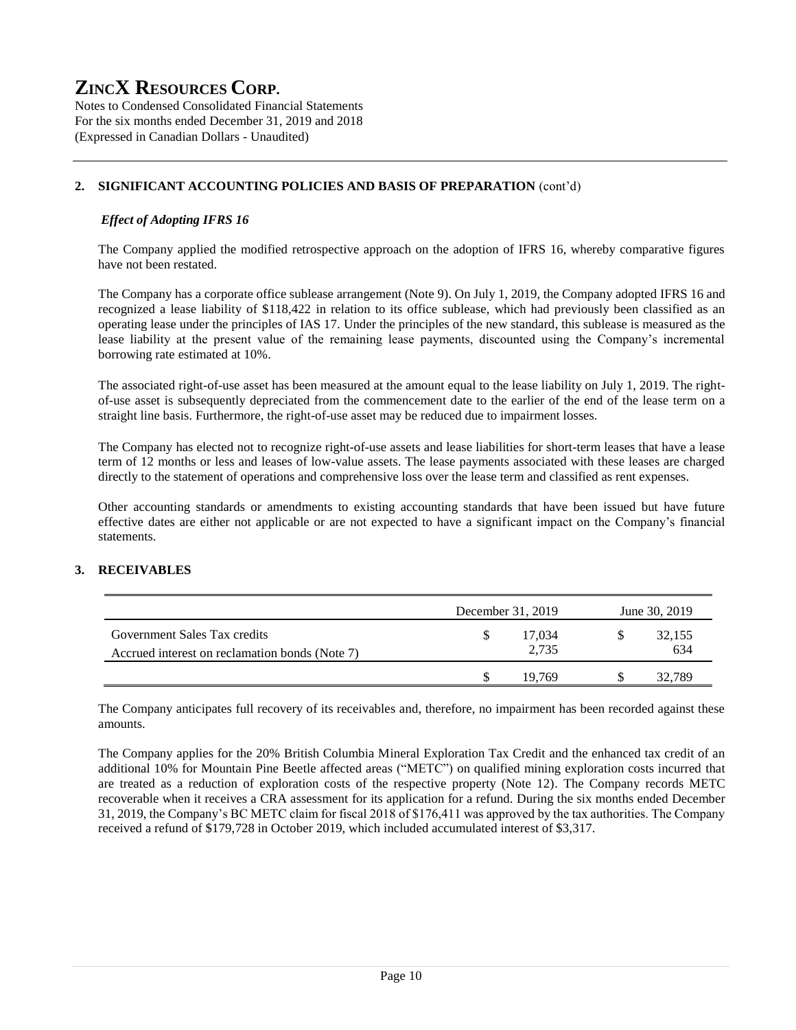## 2. SIGNIFICANT ACCOUNTING POLICIES AND BASIS OF PREPARATION (cont'd)

### *Effect of Adopting IFRS 16*

The Company applied the modified retrospective approach on the adoption of IFRS 16, whereby comparative figures have not been restated.

The Company has a corporate office sublease arrangement (Note 9). On July 1, 2019, the Company adopted IFRS 16 and recognized a lease liability of $118,422 in relation to its office sublease, which had previously been classified as an operating lease under the principles of IAS 17. Under the principles of the new standard, this sublease is measured as the lease liability at the present value of the remaining lease payments, discounted using the Company's incremental borrowing rate estimated at 10%.

The associated right-of-use asset has been measured at the amount equal to the lease liability on July 1, 2019. The right-of-use asset is subsequently depreciated from the commencement date to the earlier of the end of the lease term on a straight line basis. Furthermore, the right-of-use asset may be reduced due to impairment losses.

The Company has elected not to recognize right-of-use assets and lease liabilities for short-term leases that have a lease term of 12 months or less and leases of low-value assets. The lease payments associated with these leases are charged directly to the statement of operations and comprehensive loss over the lease term and classified as rent expenses.

Other accounting standards or amendments to existing accounting standards that have been issued but have future effective dates are either not applicable or are not expected to have a significant impact on the Company's financial statements.

## 3. RECEIVABLES

| | December 31, 2019 | June 30, 2019 |
|---|---|---|
| Government Sales Tax credits | $ 17,034 | $ 32,155 |
| Accrued interest on reclamation bonds (Note 7) | 2,735 | 634 |
| | $ 19,769 | $ 32,789 |

The Company anticipates full recovery of its receivables and, therefore, no impairment has been recorded against these amounts.

The Company applies for the 20% British Columbia Mineral Exploration Tax Credit and the enhanced tax credit of an additional 10% for Mountain Pine Beetle affected areas ("METC") on qualified mining exploration costs incurred that are treated as a reduction of exploration costs of the respective property (Note 12). The Company records METC recoverable when it receives a CRA assessment for its application for a refund. During the six months ended December 31, 2019, the Company's BC METC claim for fiscal 2018 of $176,411 was approved by the tax authorities. The Company received a refund of $179,728 in October 2019, which included accumulated interest of $3,317.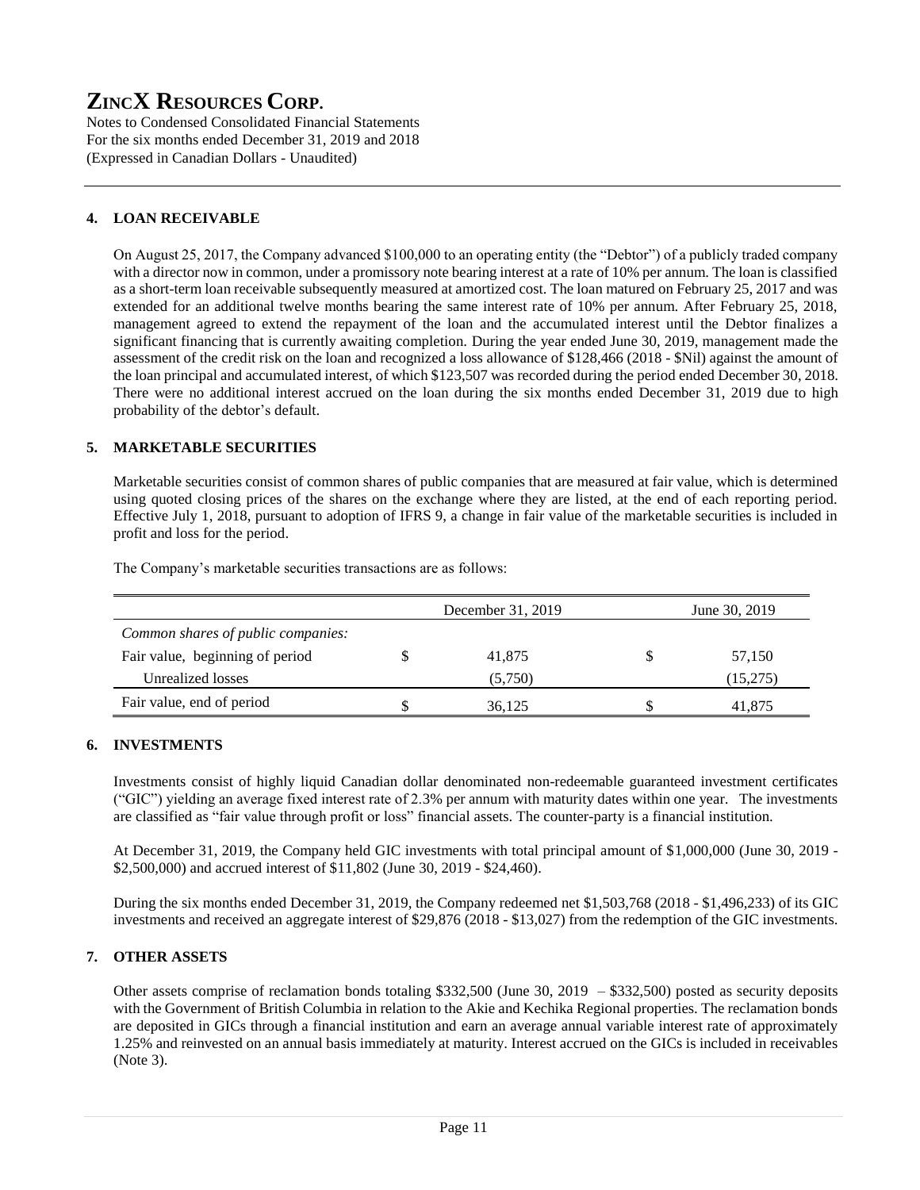# ZINCX RESOURCES CORP.

Notes to Condensed Consolidated Financial Statements
For the six months ended December 31, 2019 and 2018
(Expressed in Canadian Dollars - Unaudited)

## 4. LOAN RECEIVABLE

On August 25, 2017, the Company advanced $100,000 to an operating entity (the "Debtor") of a publicly traded company with a director now in common, under a promissory note bearing interest at a rate of 10% per annum. The loan is classified as a short-term loan receivable subsequently measured at amortized cost. The loan matured on February 25, 2017 and was extended for an additional twelve months bearing the same interest rate of 10% per annum. After February 25, 2018, management agreed to extend the repayment of the loan and the accumulated interest until the Debtor finalizes a significant financing that is currently awaiting completion. During the year ended June 30, 2019, management made the assessment of the credit risk on the loan and recognized a loss allowance of $128,466 (2018 - $Nil) against the amount of the loan principal and accumulated interest, of which $123,507 was recorded during the period ended December 30, 2018. There were no additional interest accrued on the loan during the six months ended December 31, 2019 due to high probability of the debtor's default.

## 5. MARKETABLE SECURITIES

Marketable securities consist of common shares of public companies that are measured at fair value, which is determined using quoted closing prices of the shares on the exchange where they are listed, at the end of each reporting period. Effective July 1, 2018, pursuant to adoption of IFRS 9, a change in fair value of the marketable securities is included in profit and loss for the period.

The Company's marketable securities transactions are as follows:

| | | December 31, 2019 | | June 30, 2019 |
|---|---|---|---|---|
| *Common shares of public companies:* | | | | |
| Fair value, beginning of period | $ | 41,875 | $ | 57,150 |
| Unrealized losses | | (5,750) | | (15,275) |
| Fair value, end of period | $ | 36,125 | $ | 41,875 |

## 6. INVESTMENTS

Investments consist of highly liquid Canadian dollar denominated non-redeemable guaranteed investment certificates ("GIC") yielding an average fixed interest rate of 2.3% per annum with maturity dates within one year. The investments are classified as "fair value through profit or loss" financial assets. The counter-party is a financial institution.

At December 31, 2019, the Company held GIC investments with total principal amount of $1,000,000 (June 30, 2019 - $2,500,000) and accrued interest of $11,802 (June 30, 2019 - $24,460).

During the six months ended December 31, 2019, the Company redeemed net $1,503,768 (2018 - $1,496,233) of its GIC investments and received an aggregate interest of $29,876 (2018 - $13,027) from the redemption of the GIC investments.

## 7. OTHER ASSETS

Other assets comprise of reclamation bonds totaling $332,500 (June 30, 2019 – $332,500) posted as security deposits with the Government of British Columbia in relation to the Akie and Kechika Regional properties. The reclamation bonds are deposited in GICs through a financial institution and earn an average annual variable interest rate of approximately 1.25% and reinvested on an annual basis immediately at maturity. Interest accrued on the GICs is included in receivables (Note 3).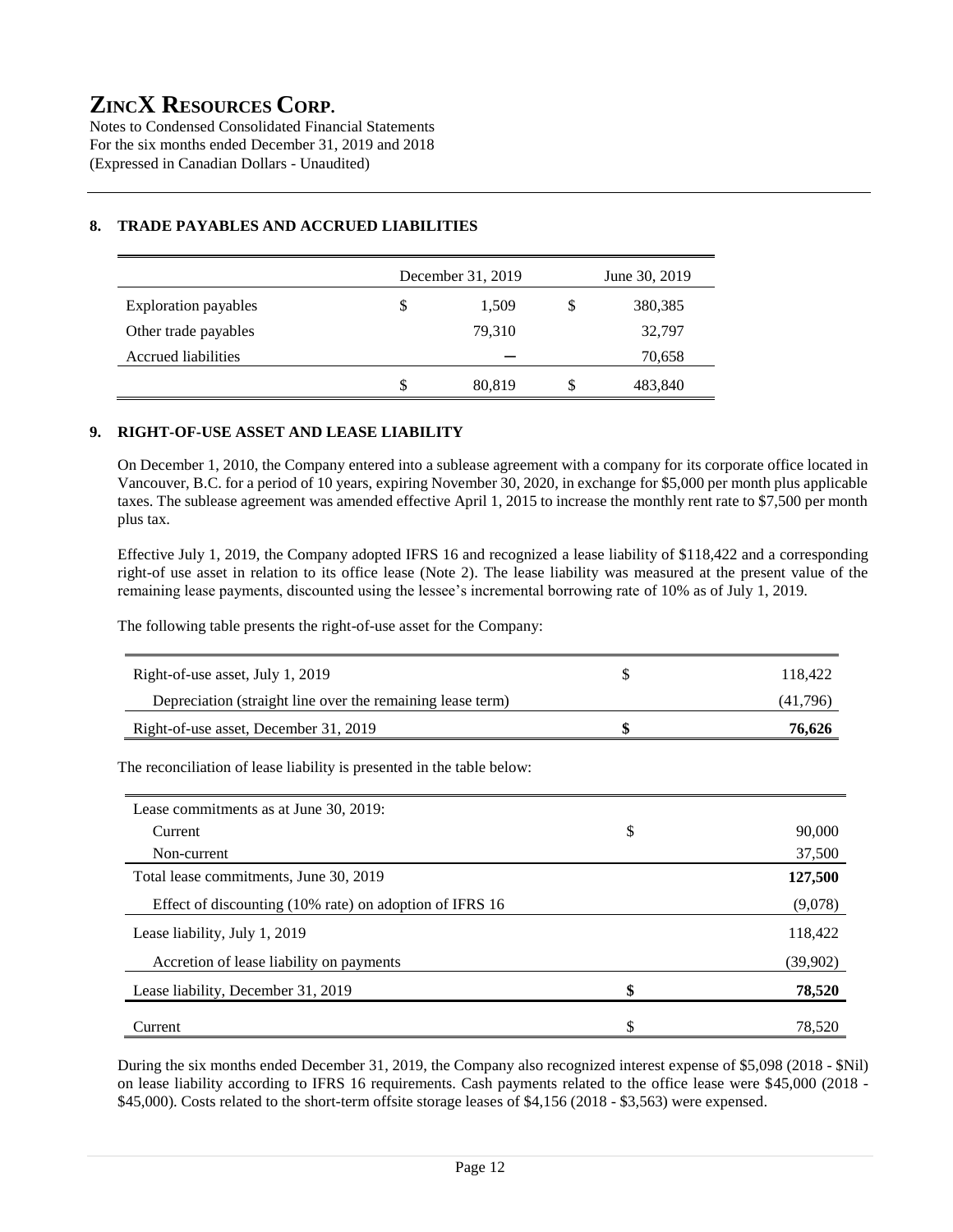# ZINCX RESOURCES CORP.

Notes to Condensed Consolidated Financial Statements
For the six months ended December 31, 2019 and 2018
(Expressed in Canadian Dollars - Unaudited)

## 8. TRADE PAYABLES AND ACCRUED LIABILITIES

| | December 31, 2019 | June 30, 2019 |
|---|---|---|
| Exploration payables | $ 1,509 | $ 380,385 |
| Other trade payables | 79,310 | 32,797 |
| Accrued liabilities | – | 70,658 |
| | $ 80,819 | $ 483,840 |

## 9. RIGHT-OF-USE ASSET AND LEASE LIABILITY

On December 1, 2010, the Company entered into a sublease agreement with a company for its corporate office located in Vancouver, B.C. for a period of 10 years, expiring November 30, 2020, in exchange for $5,000 per month plus applicable taxes. The sublease agreement was amended effective April 1, 2015 to increase the monthly rent rate to $7,500 per month plus tax.

Effective July 1, 2019, the Company adopted IFRS 16 and recognized a lease liability of $118,422 and a corresponding right-of use asset in relation to its office lease (Note 2). The lease liability was measured at the present value of the remaining lease payments, discounted using the lessee's incremental borrowing rate of 10% as of July 1, 2019.

The following table presents the right-of-use asset for the Company:

| | | |
|---|---|---|
| Right-of-use asset, July 1, 2019 | $ | 118,422 |
| Depreciation (straight line over the remaining lease term) | | (41,796) |
| Right-of-use asset, December 31, 2019 | **$** | **76,626** |

The reconciliation of lease liability is presented in the table below:

| | | |
|---|---|---|
| Lease commitments as at June 30, 2019: | | |
| Current | $ | 90,000 |
| Non-current | | 37,500 |
| Total lease commitments, June 30, 2019 | | **127,500** |
| Effect of discounting (10% rate) on adoption of IFRS 16 | | (9,078) |
| Lease liability, July 1, 2019 | | 118,422 |
| Accretion of lease liability on payments | | (39,902) |
| Lease liability, December 31, 2019 | **$** | **78,520** |
| Current | $ | 78,520 |

During the six months ended December 31, 2019, the Company also recognized interest expense of $5,098 (2018 - $Nil) on lease liability according to IFRS 16 requirements. Cash payments related to the office lease were $45,000 (2018 - $45,000). Costs related to the short-term offsite storage leases of $4,156 (2018 - $3,563) were expensed.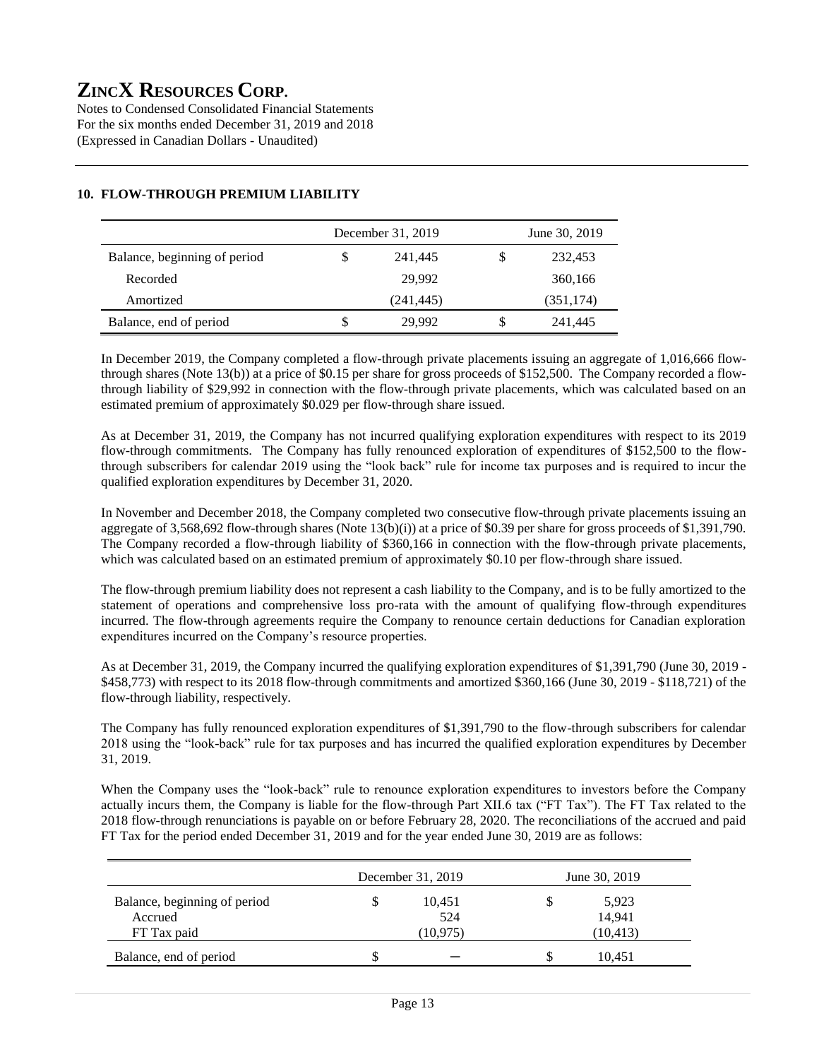# ZincX Resources Corp.

Notes to Condensed Consolidated Financial Statements
For the six months ended December 31, 2019 and 2018
(Expressed in Canadian Dollars - Unaudited)

## 10. FLOW-THROUGH PREMIUM LIABILITY

| | December 31, 2019 | June 30, 2019 |
|---|---|---|
| Balance, beginning of period | $ 241,445 | $ 232,453 |
| Recorded | 29,992 | 360,166 |
| Amortized | (241,445) | (351,174) |
| Balance, end of period | $ 29,992 | $ 241,445 |

In December 2019, the Company completed a flow-through private placements issuing an aggregate of 1,016,666 flow-through shares (Note 13(b)) at a price of $0.15 per share for gross proceeds of $152,500. The Company recorded a flow-through liability of $29,992 in connection with the flow-through private placements, which was calculated based on an estimated premium of approximately $0.029 per flow-through share issued.

As at December 31, 2019, the Company has not incurred qualifying exploration expenditures with respect to its 2019 flow-through commitments. The Company has fully renounced exploration of expenditures of $152,500 to the flow-through subscribers for calendar 2019 using the "look back" rule for income tax purposes and is required to incur the qualified exploration expenditures by December 31, 2020.

In November and December 2018, the Company completed two consecutive flow-through private placements issuing an aggregate of 3,568,692 flow-through shares (Note 13(b)(i)) at a price of $0.39 per share for gross proceeds of $1,391,790. The Company recorded a flow-through liability of $360,166 in connection with the flow-through private placements, which was calculated based on an estimated premium of approximately $0.10 per flow-through share issued.

The flow-through premium liability does not represent a cash liability to the Company, and is to be fully amortized to the statement of operations and comprehensive loss pro-rata with the amount of qualifying flow-through expenditures incurred. The flow-through agreements require the Company to renounce certain deductions for Canadian exploration expenditures incurred on the Company's resource properties.

As at December 31, 2019, the Company incurred the qualifying exploration expenditures of $1,391,790 (June 30, 2019 - $458,773) with respect to its 2018 flow-through commitments and amortized $360,166 (June 30, 2019 - $118,721) of the flow-through liability, respectively.

The Company has fully renounced exploration expenditures of $1,391,790 to the flow-through subscribers for calendar 2018 using the "look-back" rule for tax purposes and has incurred the qualified exploration expenditures by December 31, 2019.

When the Company uses the "look-back" rule to renounce exploration expenditures to investors before the Company actually incurs them, the Company is liable for the flow-through Part XII.6 tax ("FT Tax"). The FT Tax related to the 2018 flow-through renunciations is payable on or before February 28, 2020. The reconciliations of the accrued and paid FT Tax for the period ended December 31, 2019 and for the year ended June 30, 2019 are as follows:

| | December 31, 2019 | June 30, 2019 |
|---|---|---|
| Balance, beginning of period | $ 10,451 | $ 5,923 |
| Accrued | 524 | 14,941 |
| FT Tax paid | (10,975) | (10,413) |
| Balance, end of period | $ – | $ 10,451 |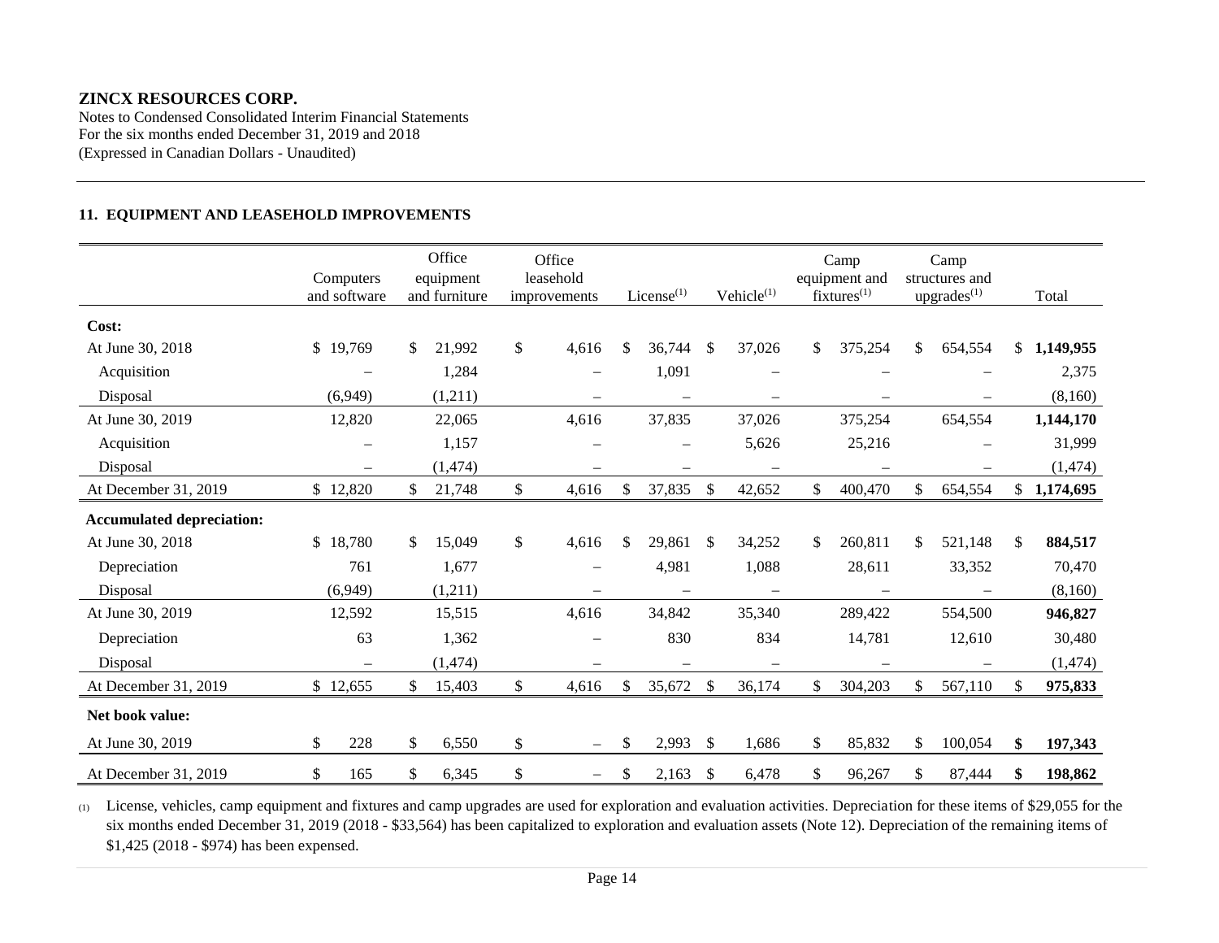**ZINCX RESOURCES CORP.**
Notes to Condensed Consolidated Interim Financial Statements
For the six months ended December 31, 2019 and 2018
(Expressed in Canadian Dollars - Unaudited)

## 11. EQUIPMENT AND LEASEHOLD IMPROVEMENTS

| | Computers and software | Office equipment and furniture | Office leasehold improvements | License[(1)] | Vehicle[(1)] | Camp equipment and fixtures[(1)] | Camp structures and upgrades[(1)] | Total |
|---|---|---|---|---|---|---|---|---|
| **Cost:** | | | | | | | | |
| At June 30, 2018 | $ 19,769 | $ 21,992 | $ 4,616 | $ 36,744 | $ 37,026 | $ 375,254 | $ 654,554 | $ **1,149,955** |
| Acquisition | – | 1,284 | – | 1,091 | – | – | – | 2,375 |
| Disposal | (6,949) | (1,211) | – | – | – | – | – | (8,160) |
| At June 30, 2019 | 12,820 | 22,065 | 4,616 | 37,835 | 37,026 | 375,254 | 654,554 | **1,144,170** |
| Acquisition | – | 1,157 | – | – | 5,626 | 25,216 | – | 31,999 |
| Disposal | – | (1,474) | – | – | – | – | – | (1,474) |
| At December 31, 2019 | $ 12,820 | $ 21,748 | $ 4,616 | $ 37,835 | $ 42,652 | $ 400,470 | $ 654,554 | $ **1,174,695** |
| **Accumulated depreciation:** | | | | | | | | |
| At June 30, 2018 | $ 18,780 | $ 15,049 | $ 4,616 | $ 29,861 | $ 34,252 | $ 260,811 | $ 521,148 | $ **884,517** |
| Depreciation | 761 | 1,677 | – | 4,981 | 1,088 | 28,611 | 33,352 | 70,470 |
| Disposal | (6,949) | (1,211) | – | – | – | – | – | (8,160) |
| At June 30, 2019 | 12,592 | 15,515 | 4,616 | 34,842 | 35,340 | 289,422 | 554,500 | **946,827** |
| Depreciation | 63 | 1,362 | – | 830 | 834 | 14,781 | 12,610 | 30,480 |
| Disposal | – | (1,474) | – | – | – | – | – | (1,474) |
| At December 31, 2019 | $ 12,655 | $ 15,403 | $ 4,616 | $ 35,672 | $ 36,174 | $ 304,203 | $ 567,110 | $ **975,833** |
| **Net book value:** | | | | | | | | |
| At June 30, 2019 | $ 228 | $ 6,550 | $ – | $ 2,993 | $ 1,686 | $ 85,832 | $ 100,054 | **$ 197,343** |
| At December 31, 2019 | $ 165 | $ 6,345 | $ – | $ 2,163 | $ 6,478 | $ 96,267 | $ 87,444 | **$ 198,862** |

(1) License, vehicles, camp equipment and fixtures and camp upgrades are used for exploration and evaluation activities. Depreciation for these items of $29,055 for the six months ended December 31, 2019 (2018 - $33,564) has been capitalized to exploration and evaluation assets (Note 12). Depreciation of the remaining items of $1,425 (2018 - $974) has been expensed.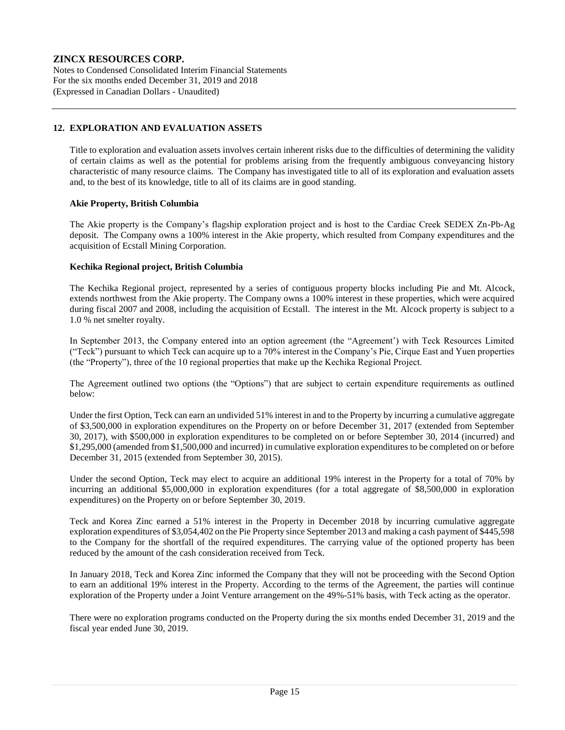## 12. EXPLORATION AND EVALUATION ASSETS

Title to exploration and evaluation assets involves certain inherent risks due to the difficulties of determining the validity of certain claims as well as the potential for problems arising from the frequently ambiguous conveyancing history characteristic of many resource claims. The Company has investigated title to all of its exploration and evaluation assets and, to the best of its knowledge, title to all of its claims are in good standing.

### Akie Property, British Columbia

The Akie property is the Company's flagship exploration project and is host to the Cardiac Creek SEDEX Zn-Pb-Ag deposit. The Company owns a 100% interest in the Akie property, which resulted from Company expenditures and the acquisition of Ecstall Mining Corporation.

### Kechika Regional project, British Columbia

The Kechika Regional project, represented by a series of contiguous property blocks including Pie and Mt. Alcock, extends northwest from the Akie property. The Company owns a 100% interest in these properties, which were acquired during fiscal 2007 and 2008, including the acquisition of Ecstall. The interest in the Mt. Alcock property is subject to a 1.0 % net smelter royalty.

In September 2013, the Company entered into an option agreement (the "Agreement') with Teck Resources Limited ("Teck") pursuant to which Teck can acquire up to a 70% interest in the Company's Pie, Cirque East and Yuen properties (the "Property"), three of the 10 regional properties that make up the Kechika Regional Project.

The Agreement outlined two options (the "Options") that are subject to certain expenditure requirements as outlined below:

Under the first Option, Teck can earn an undivided 51% interest in and to the Property by incurring a cumulative aggregate of $3,500,000 in exploration expenditures on the Property on or before December 31, 2017 (extended from September 30, 2017), with $500,000 in exploration expenditures to be completed on or before September 30, 2014 (incurred) and $1,295,000 (amended from $1,500,000 and incurred) in cumulative exploration expenditures to be completed on or before December 31, 2015 (extended from September 30, 2015).

Under the second Option, Teck may elect to acquire an additional 19% interest in the Property for a total of 70% by incurring an additional $5,000,000 in exploration expenditures (for a total aggregate of $8,500,000 in exploration expenditures) on the Property on or before September 30, 2019.

Teck and Korea Zinc earned a 51% interest in the Property in December 2018 by incurring cumulative aggregate exploration expenditures of $3,054,402 on the Pie Property since September 2013 and making a cash payment of $445,598 to the Company for the shortfall of the required expenditures. The carrying value of the optioned property has been reduced by the amount of the cash consideration received from Teck.

In January 2018, Teck and Korea Zinc informed the Company that they will not be proceeding with the Second Option to earn an additional 19% interest in the Property. According to the terms of the Agreement, the parties will continue exploration of the Property under a Joint Venture arrangement on the 49%-51% basis, with Teck acting as the operator.

There were no exploration programs conducted on the Property during the six months ended December 31, 2019 and the fiscal year ended June 30, 2019.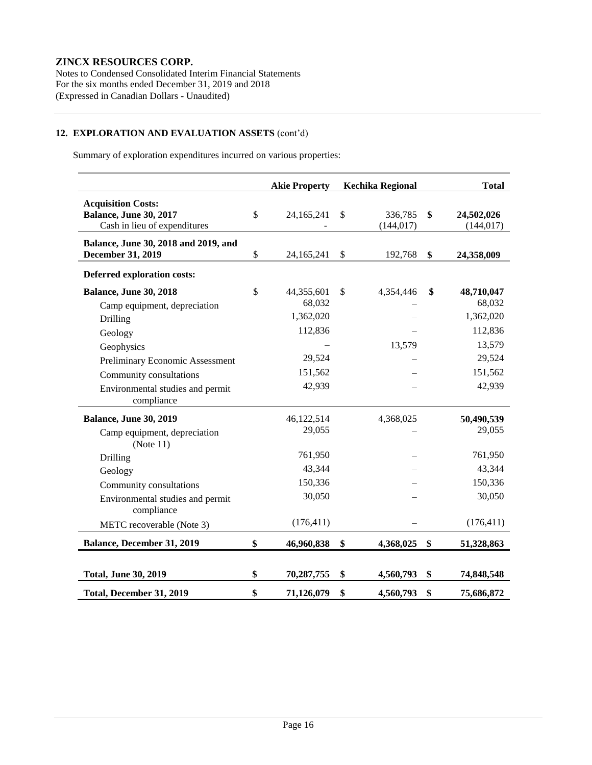**ZINCX RESOURCES CORP.**
Notes to Condensed Consolidated Interim Financial Statements
For the six months ended December 31, 2019 and 2018
(Expressed in Canadian Dollars - Unaudited)

### 12. EXPLORATION AND EVALUATION ASSETS (cont'd)

Summary of exploration expenditures incurred on various properties:

| | Akie Property | Kechika Regional | Total |
|---|---|---|---|
| **Acquisition Costs:** | | | |
| **Balance, June 30, 2017** | $ 24,165,241 | $ 336,785 | **$ 24,502,026** |
| Cash in lieu of expenditures | - | (144,017) | (144,017) |
| **Balance, June 30, 2018 and 2019, and December 31, 2019** | $ 24,165,241 | $ 192,768 | **$ 24,358,009** |
| **Deferred exploration costs:** | | | |
| **Balance, June 30, 2018** | $ 44,355,601 | $ 4,354,446 | **$ 48,710,047** |
| Camp equipment, depreciation | 68,032 | – | 68,032 |
| Drilling | 1,362,020 | – | 1,362,020 |
| Geology | 112,836 | – | 112,836 |
| Geophysics | – | 13,579 | 13,579 |
| Preliminary Economic Assessment | 29,524 | – | 29,524 |
| Community consultations | 151,562 | – | 151,562 |
| Environmental studies and permit compliance | 42,939 | – | 42,939 |
| **Balance, June 30, 2019** | 46,122,514 | 4,368,025 | **50,490,539** |
| Camp equipment, depreciation (Note 11) | 29,055 | – | 29,055 |
| Drilling | 761,950 | – | 761,950 |
| Geology | 43,344 | – | 43,344 |
| Community consultations | 150,336 | – | 150,336 |
| Environmental studies and permit compliance | 30,050 | – | 30,050 |
| METC recoverable (Note 3) | (176,411) | – | (176,411) |
| **Balance, December 31, 2019** | **$ 46,960,838** | **$ 4,368,025** | **$ 51,328,863** |
| | | | |
| **Total, June 30, 2019** | **$ 70,287,755** | **$ 4,560,793** | **$ 74,848,548** |
| **Total, December 31, 2019** | **$ 71,126,079** | **$ 4,560,793** | **$ 75,686,872** |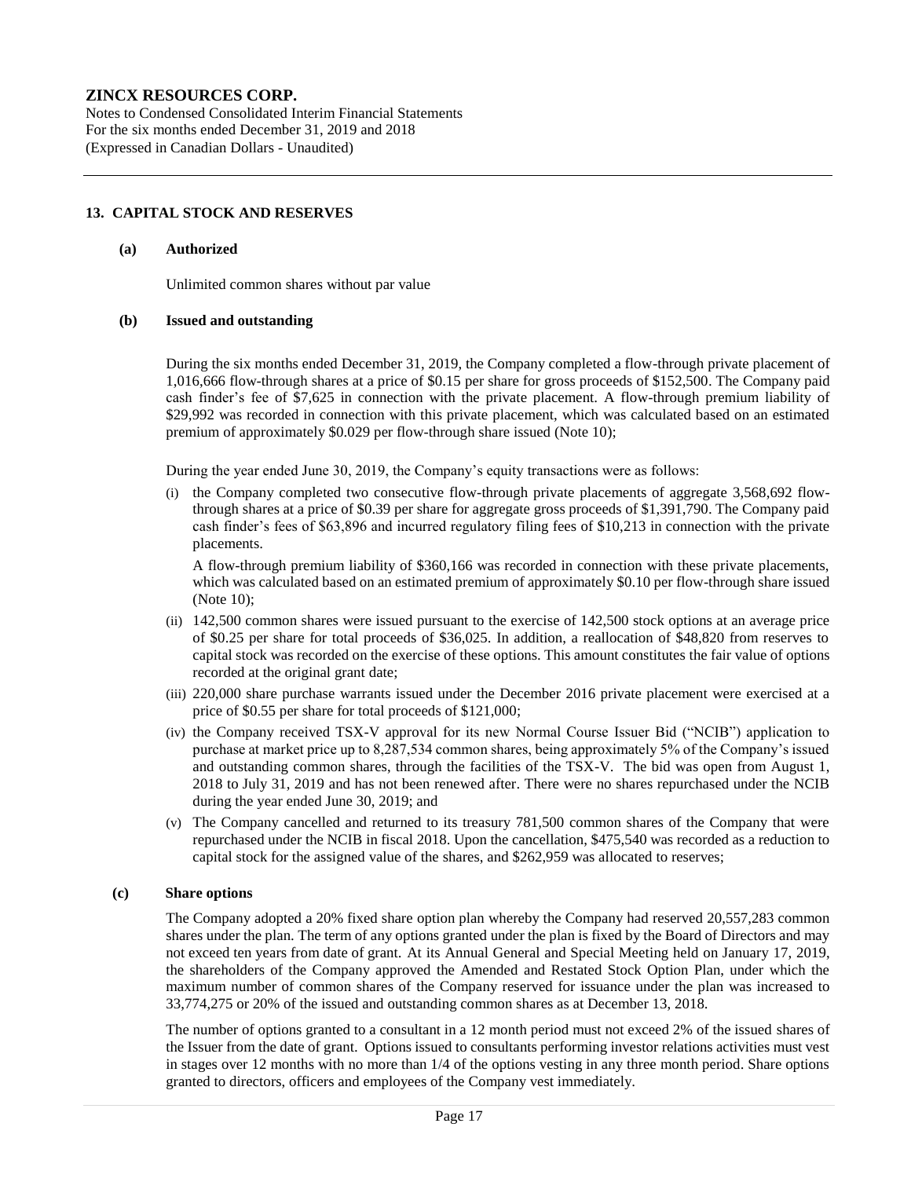## 13. CAPITAL STOCK AND RESERVES

### (a) Authorized

Unlimited common shares without par value

### (b) Issued and outstanding

During the six months ended December 31, 2019, the Company completed a flow-through private placement of 1,016,666 flow-through shares at a price of $0.15 per share for gross proceeds of $152,500. The Company paid cash finder's fee of $7,625 in connection with the private placement. A flow-through premium liability of $29,992 was recorded in connection with this private placement, which was calculated based on an estimated premium of approximately $0.029 per flow-through share issued (Note 10);

During the year ended June 30, 2019, the Company's equity transactions were as follows:

(i) the Company completed two consecutive flow-through private placements of aggregate 3,568,692 flow-through shares at a price of $0.39 per share for aggregate gross proceeds of $1,391,790. The Company paid cash finder's fees of $63,896 and incurred regulatory filing fees of $10,213 in connection with the private placements.

A flow-through premium liability of $360,166 was recorded in connection with these private placements, which was calculated based on an estimated premium of approximately $0.10 per flow-through share issued (Note 10);

(ii) 142,500 common shares were issued pursuant to the exercise of 142,500 stock options at an average price of $0.25 per share for total proceeds of $36,025. In addition, a reallocation of $48,820 from reserves to capital stock was recorded on the exercise of these options. This amount constitutes the fair value of options recorded at the original grant date;

(iii) 220,000 share purchase warrants issued under the December 2016 private placement were exercised at a price of $0.55 per share for total proceeds of $121,000;

(iv) the Company received TSX-V approval for its new Normal Course Issuer Bid ("NCIB") application to purchase at market price up to 8,287,534 common shares, being approximately 5% of the Company's issued and outstanding common shares, through the facilities of the TSX-V. The bid was open from August 1, 2018 to July 31, 2019 and has not been renewed after. There were no shares repurchased under the NCIB during the year ended June 30, 2019; and

(v) The Company cancelled and returned to its treasury 781,500 common shares of the Company that were repurchased under the NCIB in fiscal 2018. Upon the cancellation, $475,540 was recorded as a reduction to capital stock for the assigned value of the shares, and $262,959 was allocated to reserves;

### (c) Share options

The Company adopted a 20% fixed share option plan whereby the Company had reserved 20,557,283 common shares under the plan. The term of any options granted under the plan is fixed by the Board of Directors and may not exceed ten years from date of grant. At its Annual General and Special Meeting held on January 17, 2019, the shareholders of the Company approved the Amended and Restated Stock Option Plan, under which the maximum number of common shares of the Company reserved for issuance under the plan was increased to 33,774,275 or 20% of the issued and outstanding common shares as at December 13, 2018.

The number of options granted to a consultant in a 12 month period must not exceed 2% of the issued shares of the Issuer from the date of grant. Options issued to consultants performing investor relations activities must vest in stages over 12 months with no more than 1/4 of the options vesting in any three month period. Share options granted to directors, officers and employees of the Company vest immediately.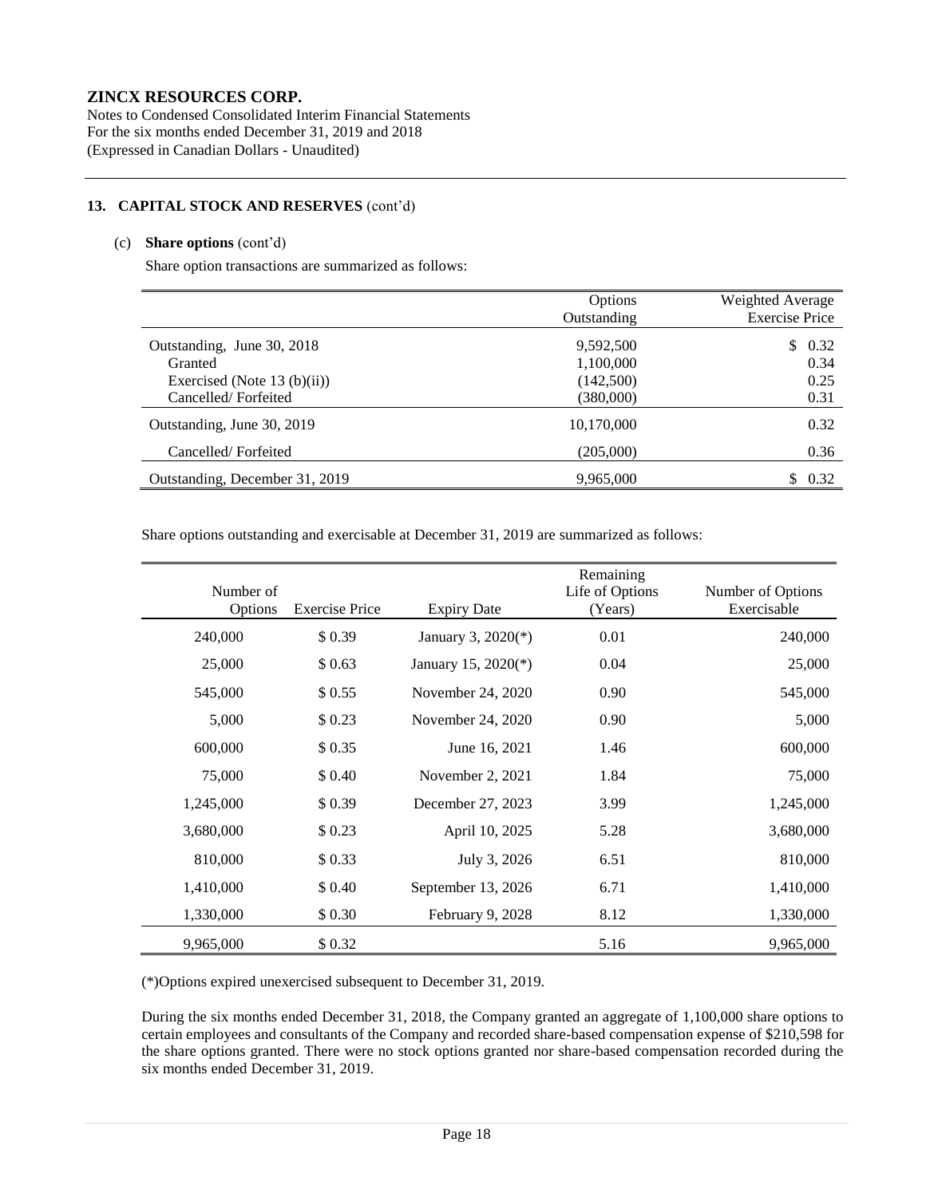**ZINCX RESOURCES CORP.**
Notes to Condensed Consolidated Interim Financial Statements
For the six months ended December 31, 2019 and 2018
(Expressed in Canadian Dollars - Unaudited)

**13. CAPITAL STOCK AND RESERVES** (cont'd)

(c) **Share options** (cont'd)

Share option transactions are summarized as follows:

| | Options Outstanding | Weighted Average Exercise Price |
|---|---|---|
| Outstanding, June 30, 2018 | 9,592,500 | $ 0.32 |
| Granted | 1,100,000 | 0.34 |
| Exercised (Note 13 (b)(ii)) | (142,500) | 0.25 |
| Cancelled/ Forfeited | (380,000) | 0.31 |
| Outstanding, June 30, 2019 | 10,170,000 | 0.32 |
| Cancelled/ Forfeited | (205,000) | 0.36 |
| Outstanding, December 31, 2019 | 9,965,000 | $ 0.32 |

Share options outstanding and exercisable at December 31, 2019 are summarized as follows:

| Number of Options | Exercise Price | Expiry Date | Remaining Life of Options (Years) | Number of Options Exercisable |
|---|---|---|---|---|
| 240,000 | $ 0.39 | January 3, 2020(*) | 0.01 | 240,000 |
| 25,000 | $ 0.63 | January 15, 2020(*) | 0.04 | 25,000 |
| 545,000 | $ 0.55 | November 24, 2020 | 0.90 | 545,000 |
| 5,000 | $ 0.23 | November 24, 2020 | 0.90 | 5,000 |
| 600,000 | $ 0.35 | June 16, 2021 | 1.46 | 600,000 |
| 75,000 | $ 0.40 | November 2, 2021 | 1.84 | 75,000 |
| 1,245,000 | $ 0.39 | December 27, 2023 | 3.99 | 1,245,000 |
| 3,680,000 | $ 0.23 | April 10, 2025 | 5.28 | 3,680,000 |
| 810,000 | $ 0.33 | July 3, 2026 | 6.51 | 810,000 |
| 1,410,000 | $ 0.40 | September 13, 2026 | 6.71 | 1,410,000 |
| 1,330,000 | $ 0.30 | February 9, 2028 | 8.12 | 1,330,000 |
| 9,965,000 | $ 0.32 | | 5.16 | 9,965,000 |

(*)Options expired unexercised subsequent to December 31, 2019.

During the six months ended December 31, 2018, the Company granted an aggregate of 1,100,000 share options to certain employees and consultants of the Company and recorded share-based compensation expense of $210,598 for the share options granted. There were no stock options granted nor share-based compensation recorded during the six months ended December 31, 2019.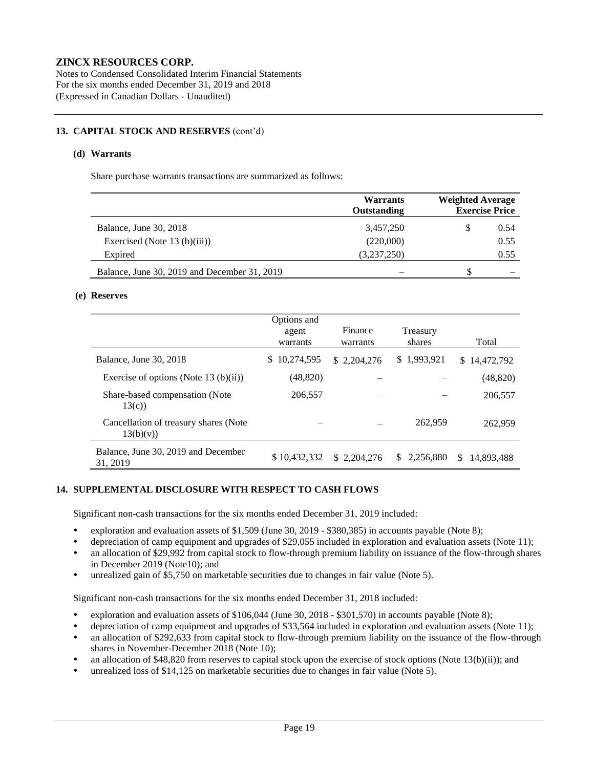**ZINCX RESOURCES CORP.**
Notes to Condensed Consolidated Interim Financial Statements
For the six months ended December 31, 2019 and 2018
(Expressed in Canadian Dollars - Unaudited)

## 13. CAPITAL STOCK AND RESERVES (cont'd)

### (d) Warrants

Share purchase warrants transactions are summarized as follows:

| | Warrants Outstanding | Weighted Average Exercise Price |
|---|---|---|
| Balance, June 30, 2018 | 3,457,250 | $ 0.54 |
| Exercised (Note 13 (b)(iii)) | (220,000) | 0.55 |
| Expired | (3,237,250) | 0.55 |
| Balance, June 30, 2019 and December 31, 2019 | – | $ – |

### (e) Reserves

| | Options and agent warrants | Finance warrants | Treasury shares | Total |
|---|---|---|---|---|
| Balance, June 30, 2018 | $ 10,274,595 | $ 2,204,276 | $ 1,993,921 | $ 14,472,792 |
| Exercise of options (Note 13 (b)(ii)) | (48,820) | – | – | (48,820) |
| Share-based compensation (Note 13(c)) | 206,557 | – | – | 206,557 |
| Cancellation of treasury shares (Note 13(b)(v)) | – | – | 262,959 | 262,959 |
| Balance, June 30, 2019 and December 31, 2019 | $ 10,432,332 | $ 2,204,276 | $ 2,256,880 | $ 14,893,488 |

## 14. SUPPLEMENTAL DISCLOSURE WITH RESPECT TO CASH FLOWS

Significant non-cash transactions for the six months ended December 31, 2019 included:

- exploration and evaluation assets of $1,509 (June 30, 2019 - $380,385) in accounts payable (Note 8);
- depreciation of camp equipment and upgrades of $29,055 included in exploration and evaluation assets (Note 11);
- an allocation of $29,992 from capital stock to flow-through premium liability on issuance of the flow-through shares in December 2019 (Note10); and
- unrealized gain of $5,750 on marketable securities due to changes in fair value (Note 5).

Significant non-cash transactions for the six months ended December 31, 2018 included:

- exploration and evaluation assets of $106,044 (June 30, 2018 - $301,570) in accounts payable (Note 8);
- depreciation of camp equipment and upgrades of $33,564 included in exploration and evaluation assets (Note 11);
- an allocation of $292,633 from capital stock to flow-through premium liability on the issuance of the flow-through shares in November-December 2018 (Note 10);
- an allocation of $48,820 from reserves to capital stock upon the exercise of stock options (Note 13(b)(ii)); and
- unrealized loss of $14,125 on marketable securities due to changes in fair value (Note 5).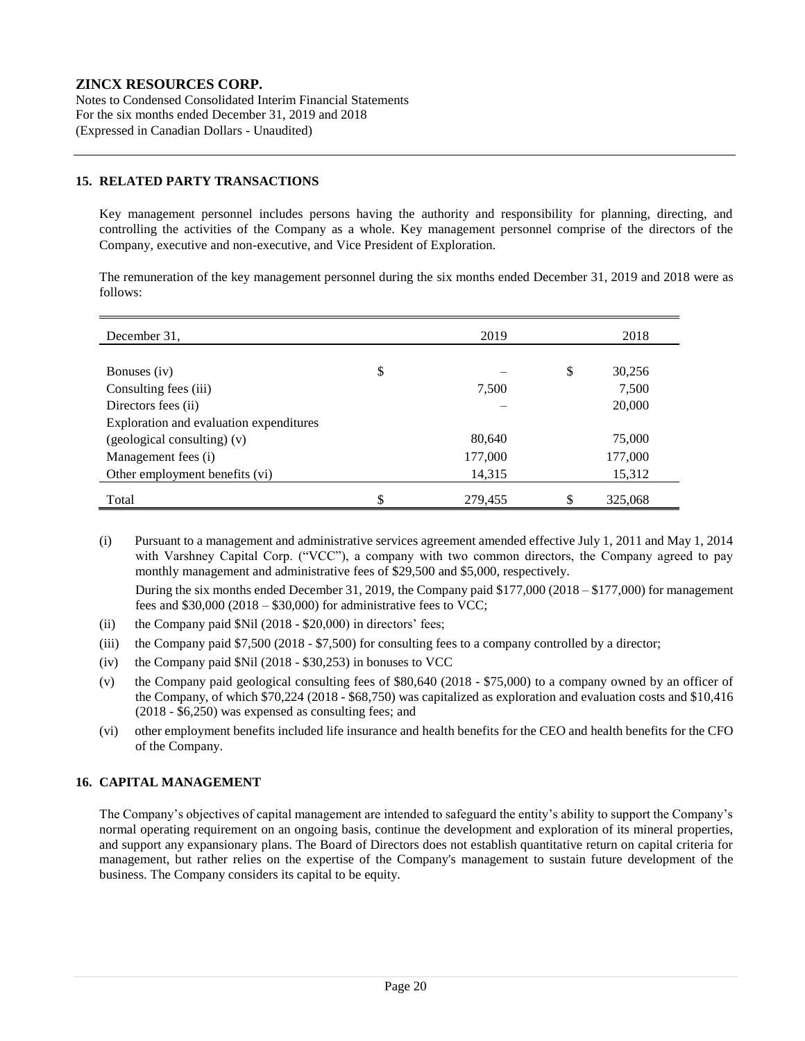**ZINCX RESOURCES CORP.**
Notes to Condensed Consolidated Interim Financial Statements
For the six months ended December 31, 2019 and 2018
(Expressed in Canadian Dollars - Unaudited)

## 15. RELATED PARTY TRANSACTIONS

Key management personnel includes persons having the authority and responsibility for planning, directing, and controlling the activities of the Company as a whole. Key management personnel comprise of the directors of the Company, executive and non-executive, and Vice President of Exploration.

The remuneration of the key management personnel during the six months ended December 31, 2019 and 2018 were as follows:

| December 31, | | 2019 | | 2018 |
|---|---|---|---|---|
| Bonuses (iv) | $ | – | $ | 30,256 |
| Consulting fees (iii) | | 7,500 | | 7,500 |
| Directors fees (ii) | | – | | 20,000 |
| Exploration and evaluation expenditures (geological consulting) (v) | | 80,640 | | 75,000 |
| Management fees (i) | | 177,000 | | 177,000 |
| Other employment benefits (vi) | | 14,315 | | 15,312 |
| Total | $ | 279,455 | $ | 325,068 |

(i) Pursuant to a management and administrative services agreement amended effective July 1, 2011 and May 1, 2014 with Varshney Capital Corp. ("VCC"), a company with two common directors, the Company agreed to pay monthly management and administrative fees of $29,500 and $5,000, respectively.

During the six months ended December 31, 2019, the Company paid $177,000 (2018 – $177,000) for management fees and $30,000 (2018 – $30,000) for administrative fees to VCC;

(ii) the Company paid $Nil (2018 - $20,000) in directors' fees;

(iii) the Company paid $7,500 (2018 - $7,500) for consulting fees to a company controlled by a director;

(iv) the Company paid $Nil (2018 - $30,253) in bonuses to VCC

(v) the Company paid geological consulting fees of $80,640 (2018 - $75,000) to a company owned by an officer of the Company, of which $70,224 (2018 - $68,750) was capitalized as exploration and evaluation costs and $10,416 (2018 - $6,250) was expensed as consulting fees; and

(vi) other employment benefits included life insurance and health benefits for the CEO and health benefits for the CFO of the Company.

## 16. CAPITAL MANAGEMENT

The Company's objectives of capital management are intended to safeguard the entity's ability to support the Company's normal operating requirement on an ongoing basis, continue the development and exploration of its mineral properties, and support any expansionary plans. The Board of Directors does not establish quantitative return on capital criteria for management, but rather relies on the expertise of the Company's management to sustain future development of the business. The Company considers its capital to be equity.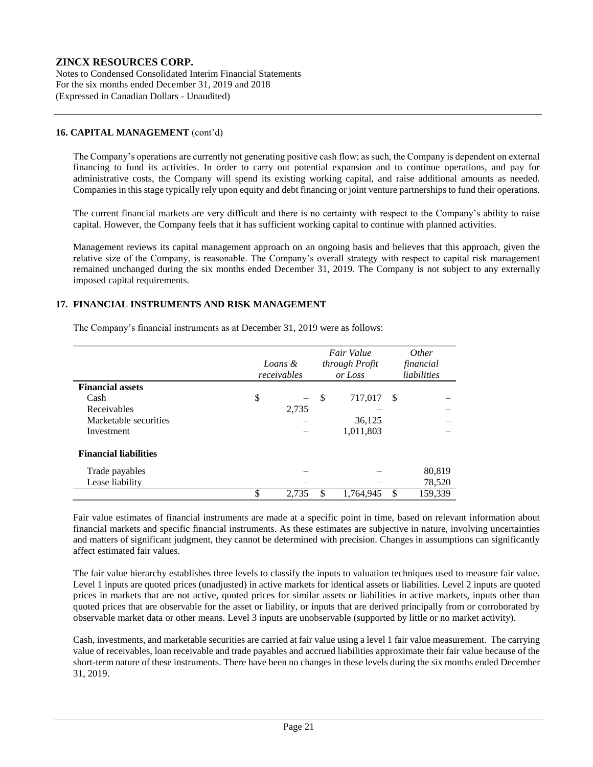**ZINCX RESOURCES CORP.**
Notes to Condensed Consolidated Interim Financial Statements
For the six months ended December 31, 2019 and 2018
(Expressed in Canadian Dollars - Unaudited)

## 16. CAPITAL MANAGEMENT (cont'd)

The Company's operations are currently not generating positive cash flow; as such, the Company is dependent on external financing to fund its activities. In order to carry out potential expansion and to continue operations, and pay for administrative costs, the Company will spend its existing working capital, and raise additional amounts as needed. Companies in this stage typically rely upon equity and debt financing or joint venture partnerships to fund their operations.

The current financial markets are very difficult and there is no certainty with respect to the Company's ability to raise capital. However, the Company feels that it has sufficient working capital to continue with planned activities.

Management reviews its capital management approach on an ongoing basis and believes that this approach, given the relative size of the Company, is reasonable. The Company's overall strategy with respect to capital risk management remained unchanged during the six months ended December 31, 2019. The Company is not subject to any externally imposed capital requirements.

## 17. FINANCIAL INSTRUMENTS AND RISK MANAGEMENT

The Company's financial instruments as at December 31, 2019 were as follows:

| | *Loans & receivables* | *Fair Value through Profit or Loss* | *Other financial liabilities* |
|---|---|---|---|
| **Financial assets** | | | |
| Cash | $ – | $ 717,017 | $ – |
| Receivables | 2,735 | – | – |
| Marketable securities | – | 36,125 | – |
| Investment | – | 1,011,803 | – |
| **Financial liabilities** | | | |
| Trade payables | – | – | 80,819 |
| Lease liability | – | – | 78,520 |
| | $ 2,735 | $ 1,764,945 | $ 159,339 |

Fair value estimates of financial instruments are made at a specific point in time, based on relevant information about financial markets and specific financial instruments. As these estimates are subjective in nature, involving uncertainties and matters of significant judgment, they cannot be determined with precision. Changes in assumptions can significantly affect estimated fair values.

The fair value hierarchy establishes three levels to classify the inputs to valuation techniques used to measure fair value. Level 1 inputs are quoted prices (unadjusted) in active markets for identical assets or liabilities. Level 2 inputs are quoted prices in markets that are not active, quoted prices for similar assets or liabilities in active markets, inputs other than quoted prices that are observable for the asset or liability, or inputs that are derived principally from or corroborated by observable market data or other means. Level 3 inputs are unobservable (supported by little or no market activity).

Cash, investments, and marketable securities are carried at fair value using a level 1 fair value measurement. The carrying value of receivables, loan receivable and trade payables and accrued liabilities approximate their fair value because of the short-term nature of these instruments. There have been no changes in these levels during the six months ended December 31, 2019.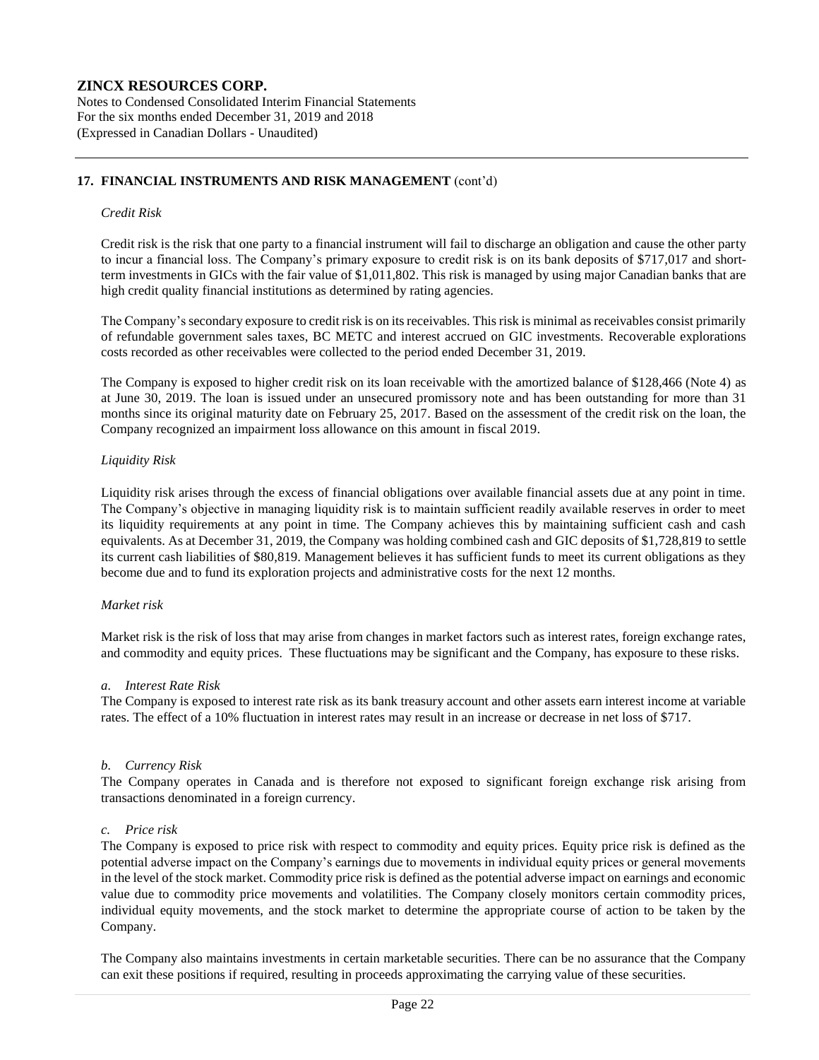## 17. FINANCIAL INSTRUMENTS AND RISK MANAGEMENT (cont'd)

*Credit Risk*

Credit risk is the risk that one party to a financial instrument will fail to discharge an obligation and cause the other party to incur a financial loss. The Company's primary exposure to credit risk is on its bank deposits of $717,017 and short-term investments in GICs with the fair value of $1,011,802. This risk is managed by using major Canadian banks that are high credit quality financial institutions as determined by rating agencies.

The Company's secondary exposure to credit risk is on its receivables. This risk is minimal as receivables consist primarily of refundable government sales taxes, BC METC and interest accrued on GIC investments. Recoverable explorations costs recorded as other receivables were collected to the period ended December 31, 2019.

The Company is exposed to higher credit risk on its loan receivable with the amortized balance of $128,466 (Note 4) as at June 30, 2019. The loan is issued under an unsecured promissory note and has been outstanding for more than 31 months since its original maturity date on February 25, 2017. Based on the assessment of the credit risk on the loan, the Company recognized an impairment loss allowance on this amount in fiscal 2019.

*Liquidity Risk*

Liquidity risk arises through the excess of financial obligations over available financial assets due at any point in time. The Company's objective in managing liquidity risk is to maintain sufficient readily available reserves in order to meet its liquidity requirements at any point in time. The Company achieves this by maintaining sufficient cash and cash equivalents. As at December 31, 2019, the Company was holding combined cash and GIC deposits of $1,728,819 to settle its current cash liabilities of $80,819. Management believes it has sufficient funds to meet its current obligations as they become due and to fund its exploration projects and administrative costs for the next 12 months.

*Market risk*

Market risk is the risk of loss that may arise from changes in market factors such as interest rates, foreign exchange rates, and commodity and equity prices. These fluctuations may be significant and the Company, has exposure to these risks.

*a. Interest Rate Risk*

The Company is exposed to interest rate risk as its bank treasury account and other assets earn interest income at variable rates. The effect of a 10% fluctuation in interest rates may result in an increase or decrease in net loss of $717.

*b. Currency Risk*

The Company operates in Canada and is therefore not exposed to significant foreign exchange risk arising from transactions denominated in a foreign currency.

*c. Price risk*

The Company is exposed to price risk with respect to commodity and equity prices. Equity price risk is defined as the potential adverse impact on the Company's earnings due to movements in individual equity prices or general movements in the level of the stock market. Commodity price risk is defined as the potential adverse impact on earnings and economic value due to commodity price movements and volatilities. The Company closely monitors certain commodity prices, individual equity movements, and the stock market to determine the appropriate course of action to be taken by the Company.

The Company also maintains investments in certain marketable securities. There can be no assurance that the Company can exit these positions if required, resulting in proceeds approximating the carrying value of these securities.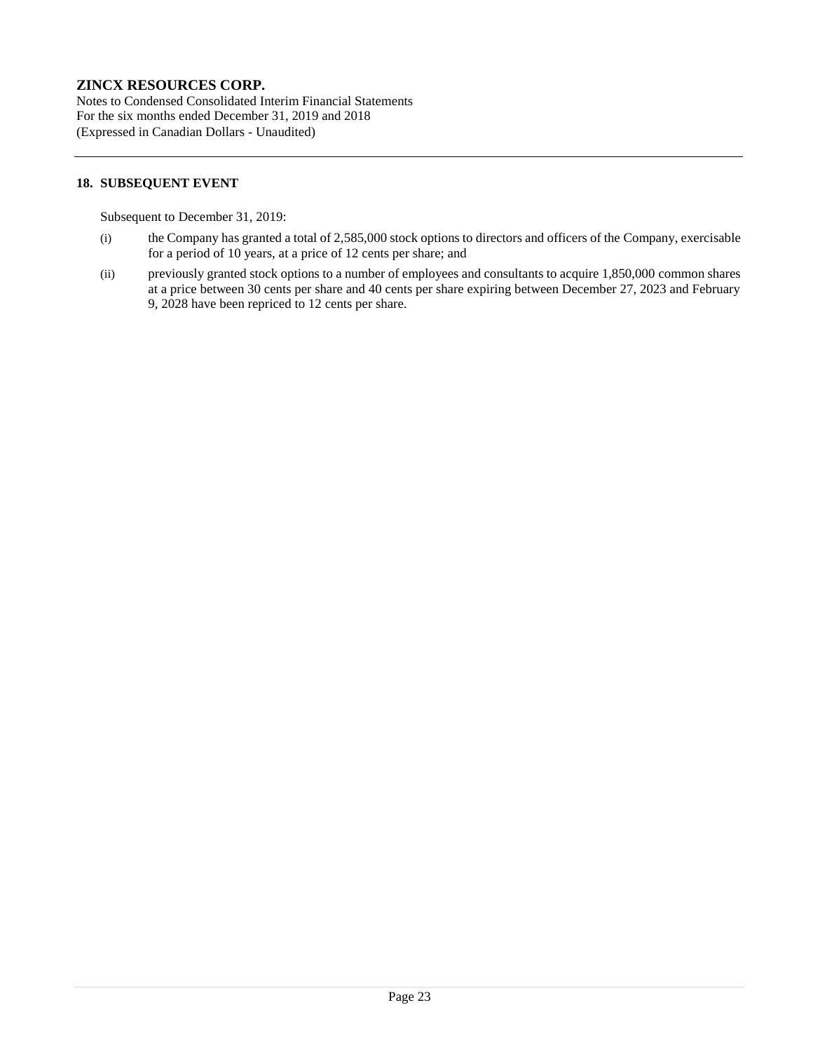## 18. SUBSEQUENT EVENT

Subsequent to December 31, 2019:

(i) the Company has granted a total of 2,585,000 stock options to directors and officers of the Company, exercisable for a period of 10 years, at a price of 12 cents per share; and

(ii) previously granted stock options to a number of employees and consultants to acquire 1,850,000 common shares at a price between 30 cents per share and 40 cents per share expiring between December 27, 2023 and February 9, 2028 have been repriced to 12 cents per share.